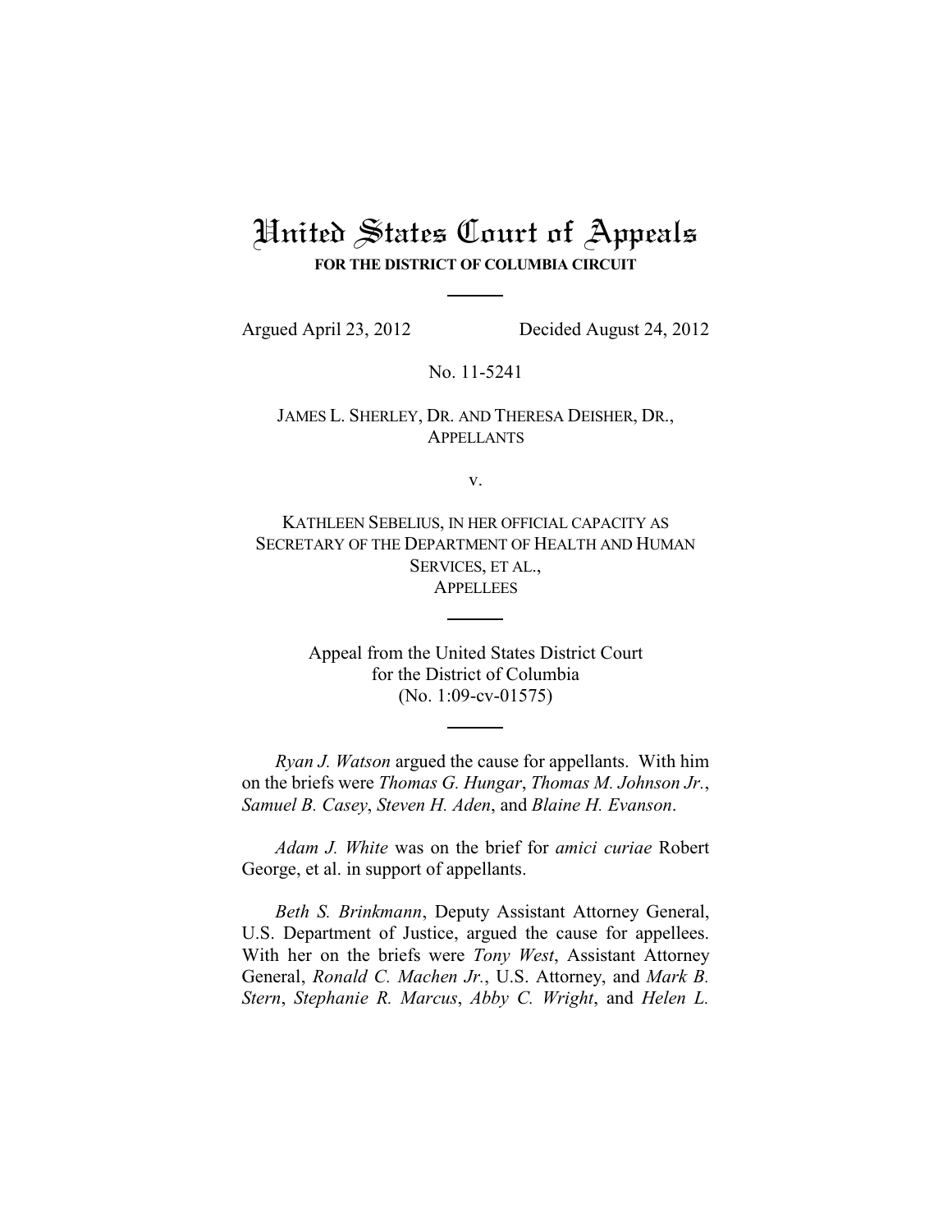# United States Court of Appeals

**FOR THE DISTRICT OF COLUMBIA CIRCUIT**

---

Argued April 23, 2012 Decided August 24, 2012

No. 11-5241

JAMES L. SHERLEY, DR. AND THERESA DEISHER, DR.,
APPELLANTS

v.

KATHLEEN SEBELIUS, IN HER OFFICIAL CAPACITY AS SECRETARY OF THE DEPARTMENT OF HEALTH AND HUMAN SERVICES, ET AL.,
APPELLEES

---

Appeal from the United States District Court
for the District of Columbia
(No. 1:09-cv-01575)

---

*Ryan J. Watson* argued the cause for appellants. With him on the briefs were *Thomas G. Hungar*, *Thomas M. Johnson Jr.*, *Samuel B. Casey*, *Steven H. Aden*, and *Blaine H. Evanson*.

*Adam J. White* was on the brief for *amici curiae* Robert George, et al. in support of appellants.

*Beth S. Brinkmann*, Deputy Assistant Attorney General, U.S. Department of Justice, argued the cause for appellees. With her on the briefs were *Tony West*, Assistant Attorney General, *Ronald C. Machen Jr.*, U.S. Attorney, and *Mark B. Stern*, *Stephanie R. Marcus*, *Abby C. Wright*, and *Helen L.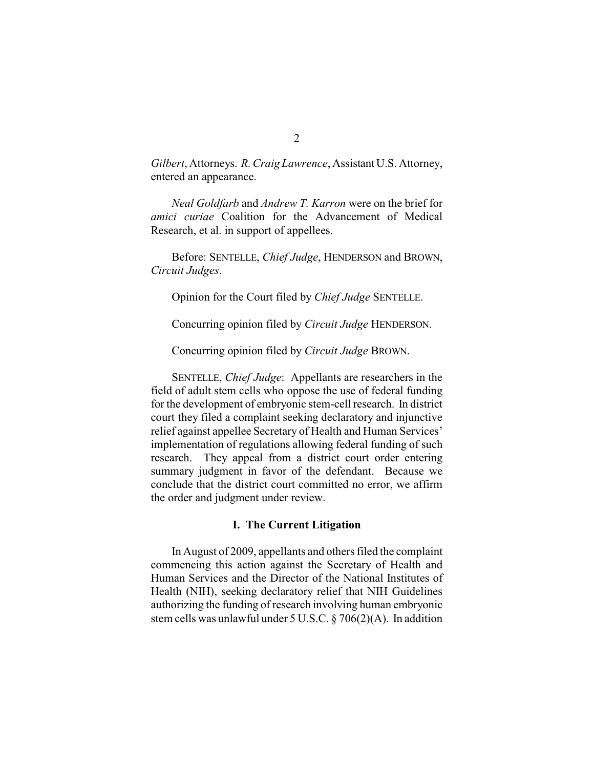*Gilbert*, Attorneys. *R. Craig Lawrence*, Assistant U.S. Attorney, entered an appearance.

*Neal Goldfarb* and *Andrew T. Karron* were on the brief for *amici curiae* Coalition for the Advancement of Medical Research, et al. in support of appellees.

Before: SENTELLE, *Chief Judge*, HENDERSON and BROWN, *Circuit Judges*.

Opinion for the Court filed by *Chief Judge* SENTELLE.

Concurring opinion filed by *Circuit Judge* HENDERSON.

Concurring opinion filed by *Circuit Judge* BROWN.

SENTELLE, *Chief Judge*: Appellants are researchers in the field of adult stem cells who oppose the use of federal funding for the development of embryonic stem-cell research. In district court they filed a complaint seeking declaratory and injunctive relief against appellee Secretary of Health and Human Services' implementation of regulations allowing federal funding of such research. They appeal from a district court order entering summary judgment in favor of the defendant. Because we conclude that the district court committed no error, we affirm the order and judgment under review.

## I. The Current Litigation

In August of 2009, appellants and others filed the complaint commencing this action against the Secretary of Health and Human Services and the Director of the National Institutes of Health (NIH), seeking declaratory relief that NIH Guidelines authorizing the funding of research involving human embryonic stem cells was unlawful under 5 U.S.C. § 706(2)(A). In addition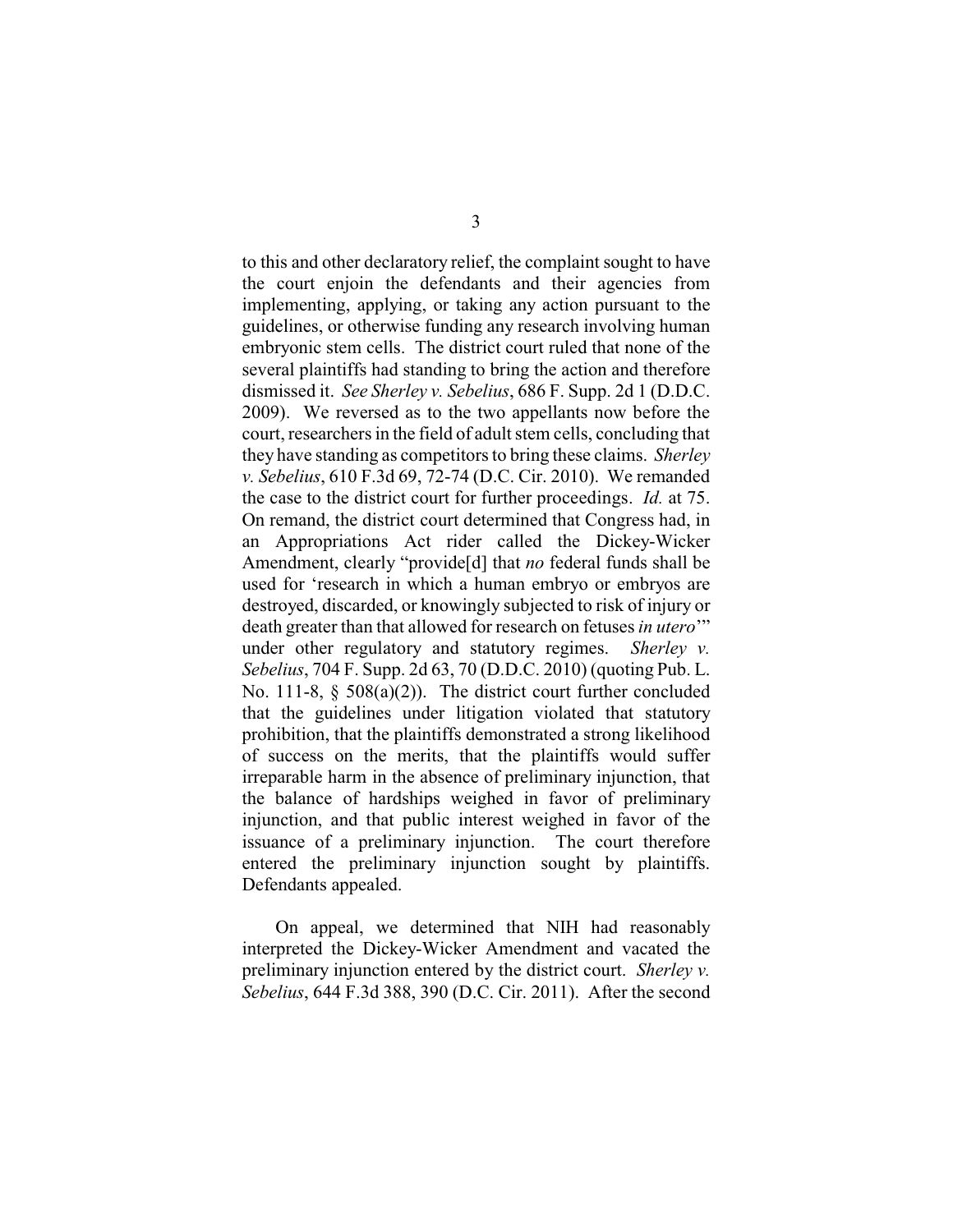to this and other declaratory relief, the complaint sought to have the court enjoin the defendants and their agencies from implementing, applying, or taking any action pursuant to the guidelines, or otherwise funding any research involving human embryonic stem cells. The district court ruled that none of the several plaintiffs had standing to bring the action and therefore dismissed it. *See Sherley v. Sebelius*, 686 F. Supp. 2d 1 (D.D.C. 2009). We reversed as to the two appellants now before the court, researchers in the field of adult stem cells, concluding that they have standing as competitors to bring these claims. *Sherley v. Sebelius*, 610 F.3d 69, 72-74 (D.C. Cir. 2010). We remanded the case to the district court for further proceedings. *Id.* at 75. On remand, the district court determined that Congress had, in an Appropriations Act rider called the Dickey-Wicker Amendment, clearly "provide[d] that *no* federal funds shall be used for 'research in which a human embryo or embryos are destroyed, discarded, or knowingly subjected to risk of injury or death greater than that allowed for research on fetuses *in utero*'" under other regulatory and statutory regimes. *Sherley v. Sebelius*, 704 F. Supp. 2d 63, 70 (D.D.C. 2010) (quoting Pub. L. No. 111-8, § 508(a)(2)). The district court further concluded that the guidelines under litigation violated that statutory prohibition, that the plaintiffs demonstrated a strong likelihood of success on the merits, that the plaintiffs would suffer irreparable harm in the absence of preliminary injunction, that the balance of hardships weighed in favor of preliminary injunction, and that public interest weighed in favor of the issuance of a preliminary injunction. The court therefore entered the preliminary injunction sought by plaintiffs. Defendants appealed.

On appeal, we determined that NIH had reasonably interpreted the Dickey-Wicker Amendment and vacated the preliminary injunction entered by the district court. *Sherley v. Sebelius*, 644 F.3d 388, 390 (D.C. Cir. 2011). After the second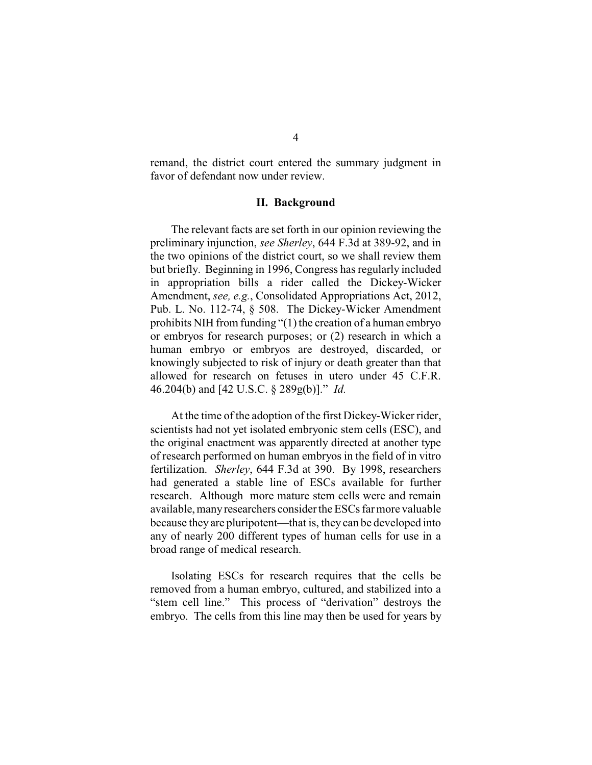remand, the district court entered the summary judgment in favor of defendant now under review.

## II. Background

The relevant facts are set forth in our opinion reviewing the preliminary injunction, *see Sherley*, 644 F.3d at 389-92, and in the two opinions of the district court, so we shall review them but briefly. Beginning in 1996, Congress has regularly included in appropriation bills a rider called the Dickey-Wicker Amendment, *see, e.g.*, Consolidated Appropriations Act, 2012, Pub. L. No. 112-74, § 508. The Dickey-Wicker Amendment prohibits NIH from funding "(1) the creation of a human embryo or embryos for research purposes; or (2) research in which a human embryo or embryos are destroyed, discarded, or knowingly subjected to risk of injury or death greater than that allowed for research on fetuses in utero under 45 C.F.R. 46.204(b) and [42 U.S.C. § 289g(b)]." *Id.*

At the time of the adoption of the first Dickey-Wicker rider, scientists had not yet isolated embryonic stem cells (ESC), and the original enactment was apparently directed at another type of research performed on human embryos in the field of in vitro fertilization. *Sherley*, 644 F.3d at 390. By 1998, researchers had generated a stable line of ESCs available for further research. Although more mature stem cells were and remain available, many researchers consider the ESCs far more valuable because they are pluripotent—that is, they can be developed into any of nearly 200 different types of human cells for use in a broad range of medical research.

Isolating ESCs for research requires that the cells be removed from a human embryo, cultured, and stabilized into a "stem cell line." This process of "derivation" destroys the embryo. The cells from this line may then be used for years by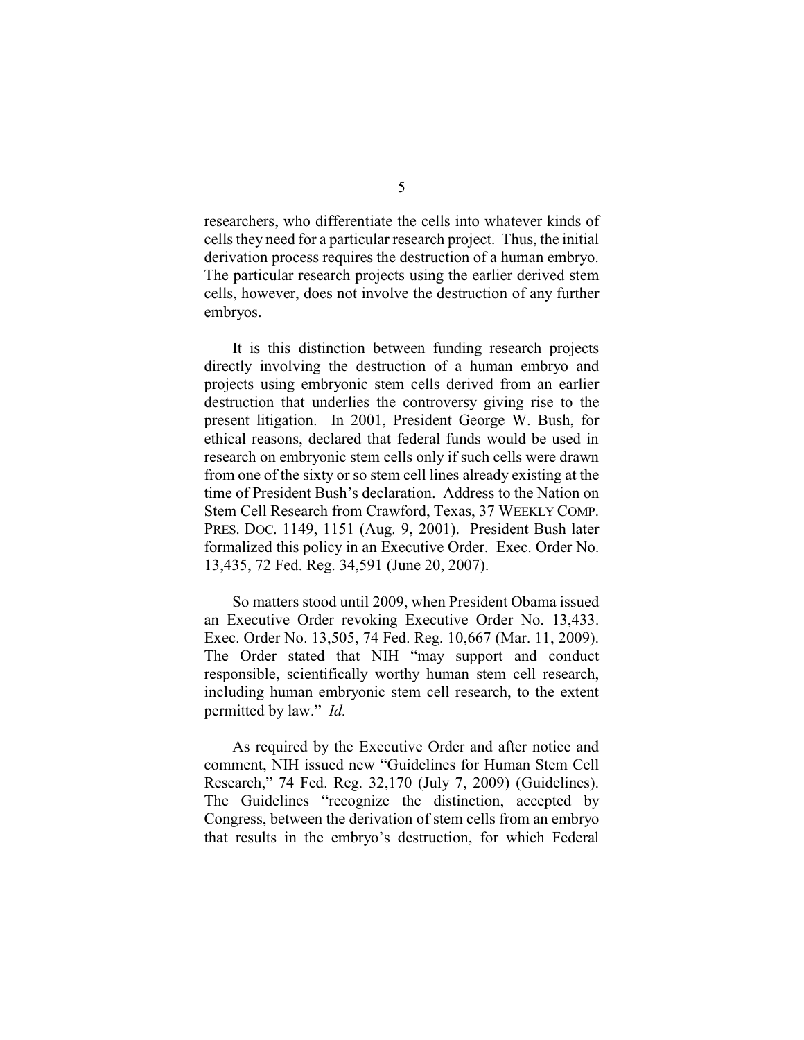researchers, who differentiate the cells into whatever kinds of cells they need for a particular research project. Thus, the initial derivation process requires the destruction of a human embryo. The particular research projects using the earlier derived stem cells, however, does not involve the destruction of any further embryos.

It is this distinction between funding research projects directly involving the destruction of a human embryo and projects using embryonic stem cells derived from an earlier destruction that underlies the controversy giving rise to the present litigation. In 2001, President George W. Bush, for ethical reasons, declared that federal funds would be used in research on embryonic stem cells only if such cells were drawn from one of the sixty or so stem cell lines already existing at the time of President Bush's declaration. Address to the Nation on Stem Cell Research from Crawford, Texas, 37 WEEKLY COMP. PRES. DOC. 1149, 1151 (Aug. 9, 2001). President Bush later formalized this policy in an Executive Order. Exec. Order No. 13,435, 72 Fed. Reg. 34,591 (June 20, 2007).

So matters stood until 2009, when President Obama issued an Executive Order revoking Executive Order No. 13,433. Exec. Order No. 13,505, 74 Fed. Reg. 10,667 (Mar. 11, 2009). The Order stated that NIH "may support and conduct responsible, scientifically worthy human stem cell research, including human embryonic stem cell research, to the extent permitted by law." *Id.*

As required by the Executive Order and after notice and comment, NIH issued new "Guidelines for Human Stem Cell Research," 74 Fed. Reg. 32,170 (July 7, 2009) (Guidelines). The Guidelines "recognize the distinction, accepted by Congress, between the derivation of stem cells from an embryo that results in the embryo's destruction, for which Federal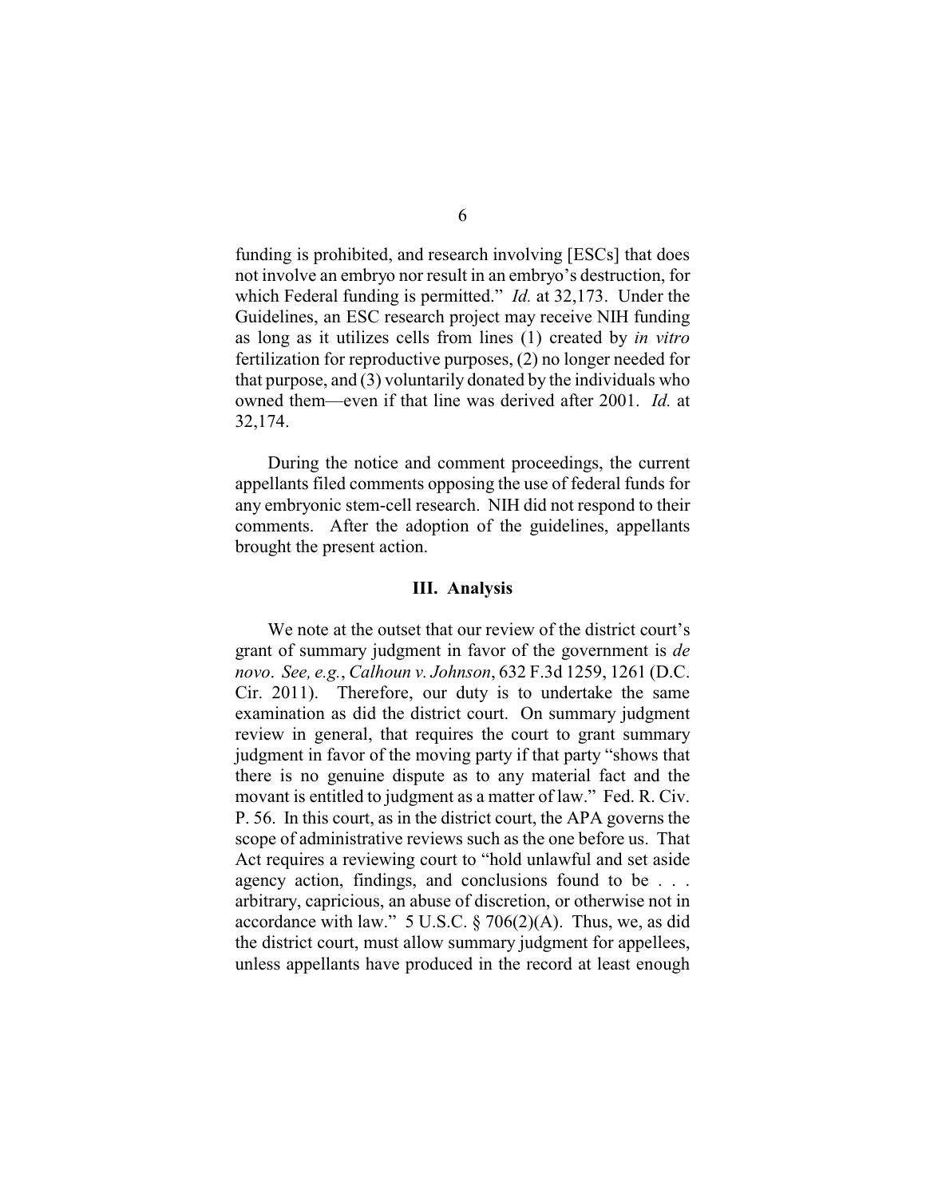funding is prohibited, and research involving [ESCs] that does not involve an embryo nor result in an embryo's destruction, for which Federal funding is permitted." *Id.* at 32,173. Under the Guidelines, an ESC research project may receive NIH funding as long as it utilizes cells from lines (1) created by *in vitro* fertilization for reproductive purposes, (2) no longer needed for that purpose, and (3) voluntarily donated by the individuals who owned them—even if that line was derived after 2001. *Id.* at 32,174.

During the notice and comment proceedings, the current appellants filed comments opposing the use of federal funds for any embryonic stem-cell research. NIH did not respond to their comments. After the adoption of the guidelines, appellants brought the present action.

## III. Analysis

We note at the outset that our review of the district court's grant of summary judgment in favor of the government is *de novo*. *See, e.g.*, *Calhoun v. Johnson*, 632 F.3d 1259, 1261 (D.C. Cir. 2011). Therefore, our duty is to undertake the same examination as did the district court. On summary judgment review in general, that requires the court to grant summary judgment in favor of the moving party if that party "shows that there is no genuine dispute as to any material fact and the movant is entitled to judgment as a matter of law." Fed. R. Civ. P. 56. In this court, as in the district court, the APA governs the scope of administrative reviews such as the one before us. That Act requires a reviewing court to "hold unlawful and set aside agency action, findings, and conclusions found to be . . . arbitrary, capricious, an abuse of discretion, or otherwise not in accordance with law." 5 U.S.C. § 706(2)(A). Thus, we, as did the district court, must allow summary judgment for appellees, unless appellants have produced in the record at least enough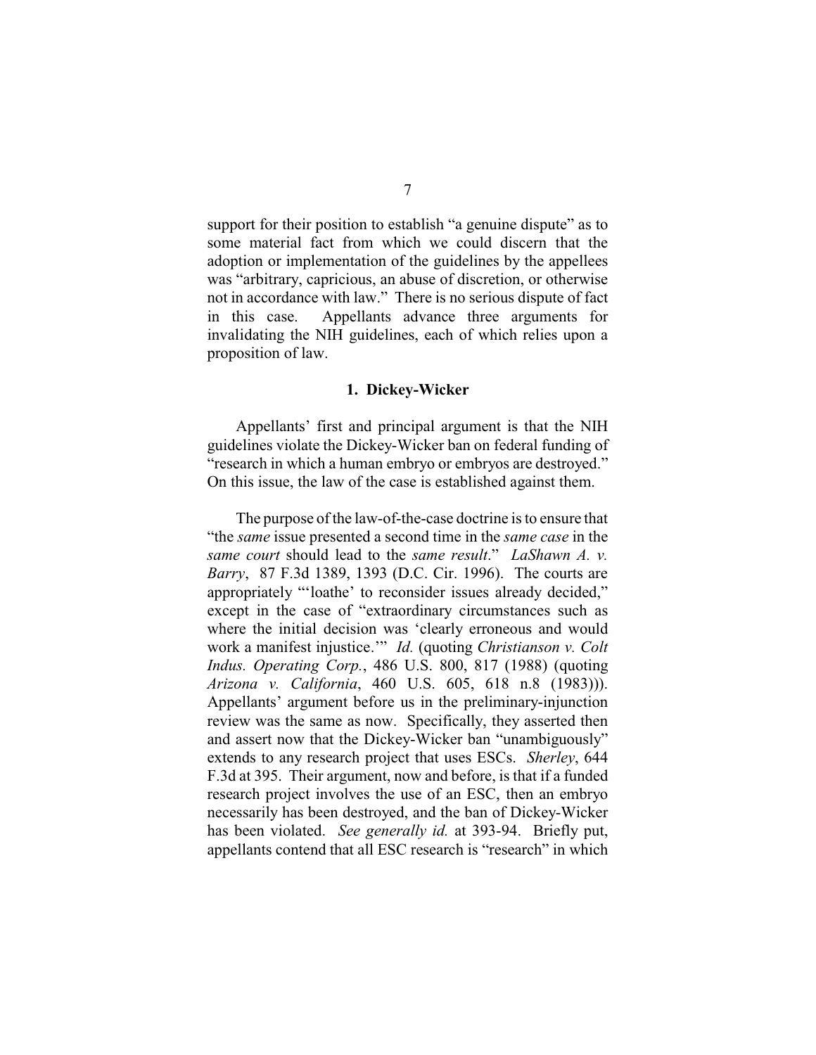support for their position to establish "a genuine dispute" as to some material fact from which we could discern that the adoption or implementation of the guidelines by the appellees was "arbitrary, capricious, an abuse of discretion, or otherwise not in accordance with law." There is no serious dispute of fact in this case. Appellants advance three arguments for invalidating the NIH guidelines, each of which relies upon a proposition of law.

### 1. Dickey-Wicker

Appellants' first and principal argument is that the NIH guidelines violate the Dickey-Wicker ban on federal funding of "research in which a human embryo or embryos are destroyed." On this issue, the law of the case is established against them.

The purpose of the law-of-the-case doctrine is to ensure that "the *same* issue presented a second time in the *same case* in the *same court* should lead to the *same result*." *LaShawn A. v. Barry*, 87 F.3d 1389, 1393 (D.C. Cir. 1996). The courts are appropriately "'loathe' to reconsider issues already decided," except in the case of "extraordinary circumstances such as where the initial decision was 'clearly erroneous and would work a manifest injustice.'" *Id.* (quoting *Christianson v. Colt Indus. Operating Corp.*, 486 U.S. 800, 817 (1988) (quoting *Arizona v. California*, 460 U.S. 605, 618 n.8 (1983))). Appellants' argument before us in the preliminary-injunction review was the same as now. Specifically, they asserted then and assert now that the Dickey-Wicker ban "unambiguously" extends to any research project that uses ESCs. *Sherley*, 644 F.3d at 395. Their argument, now and before, is that if a funded research project involves the use of an ESC, then an embryo necessarily has been destroyed, and the ban of Dickey-Wicker has been violated. *See generally id.* at 393-94. Briefly put, appellants contend that all ESC research is "research" in which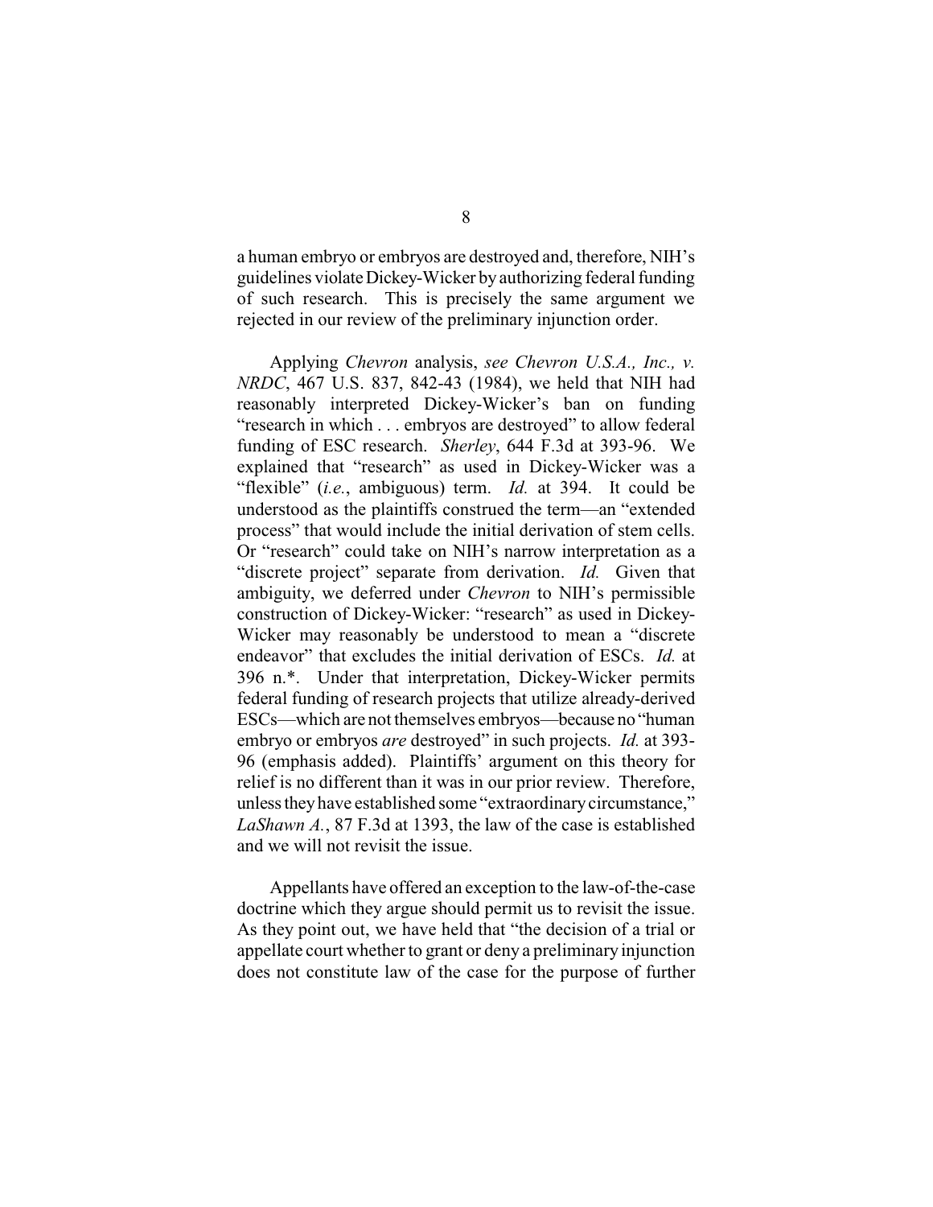a human embryo or embryos are destroyed and, therefore, NIH's guidelines violate Dickey-Wicker by authorizing federal funding of such research. This is precisely the same argument we rejected in our review of the preliminary injunction order.

Applying *Chevron* analysis, *see Chevron U.S.A., Inc., v. NRDC*, 467 U.S. 837, 842-43 (1984), we held that NIH had reasonably interpreted Dickey-Wicker's ban on funding "research in which . . . embryos are destroyed" to allow federal funding of ESC research. *Sherley*, 644 F.3d at 393-96. We explained that "research" as used in Dickey-Wicker was a "flexible" (*i.e.*, ambiguous) term. *Id.* at 394. It could be understood as the plaintiffs construed the term—an "extended process" that would include the initial derivation of stem cells. Or "research" could take on NIH's narrow interpretation as a "discrete project" separate from derivation. *Id.* Given that ambiguity, we deferred under *Chevron* to NIH's permissible construction of Dickey-Wicker: "research" as used in Dickey-Wicker may reasonably be understood to mean a "discrete endeavor" that excludes the initial derivation of ESCs. *Id.* at 396 n.*. Under that interpretation, Dickey-Wicker permits federal funding of research projects that utilize already-derived ESCs—which are not themselves embryos—because no "human embryo or embryos *are* destroyed" in such projects. *Id.* at 393-96 (emphasis added). Plaintiffs' argument on this theory for relief is no different than it was in our prior review. Therefore, unless they have established some "extraordinary circumstance," *LaShawn A.*, 87 F.3d at 1393, the law of the case is established and we will not revisit the issue.

Appellants have offered an exception to the law-of-the-case doctrine which they argue should permit us to revisit the issue. As they point out, we have held that "the decision of a trial or appellate court whether to grant or deny a preliminary injunction does not constitute law of the case for the purpose of further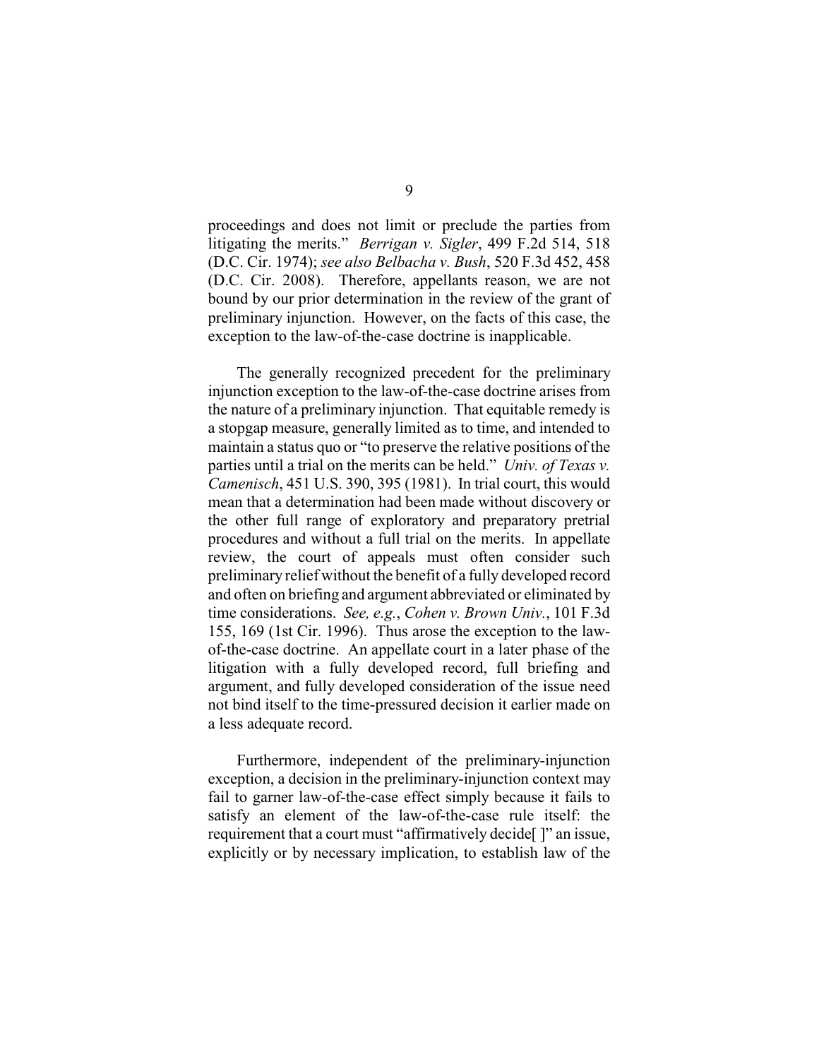proceedings and does not limit or preclude the parties from litigating the merits." *Berrigan v. Sigler*, 499 F.2d 514, 518 (D.C. Cir. 1974); *see also Belbacha v. Bush*, 520 F.3d 452, 458 (D.C. Cir. 2008). Therefore, appellants reason, we are not bound by our prior determination in the review of the grant of preliminary injunction. However, on the facts of this case, the exception to the law-of-the-case doctrine is inapplicable.

The generally recognized precedent for the preliminary injunction exception to the law-of-the-case doctrine arises from the nature of a preliminary injunction. That equitable remedy is a stopgap measure, generally limited as to time, and intended to maintain a status quo or "to preserve the relative positions of the parties until a trial on the merits can be held." *Univ. of Texas v. Camenisch*, 451 U.S. 390, 395 (1981). In trial court, this would mean that a determination had been made without discovery or the other full range of exploratory and preparatory pretrial procedures and without a full trial on the merits. In appellate review, the court of appeals must often consider such preliminary relief without the benefit of a fully developed record and often on briefing and argument abbreviated or eliminated by time considerations. *See, e.g.*, *Cohen v. Brown Univ.*, 101 F.3d 155, 169 (1st Cir. 1996). Thus arose the exception to the law-of-the-case doctrine. An appellate court in a later phase of the litigation with a fully developed record, full briefing and argument, and fully developed consideration of the issue need not bind itself to the time-pressured decision it earlier made on a less adequate record.

Furthermore, independent of the preliminary-injunction exception, a decision in the preliminary-injunction context may fail to garner law-of-the-case effect simply because it fails to satisfy an element of the law-of-the-case rule itself: the requirement that a court must "affirmatively decide[ ]" an issue, explicitly or by necessary implication, to establish law of the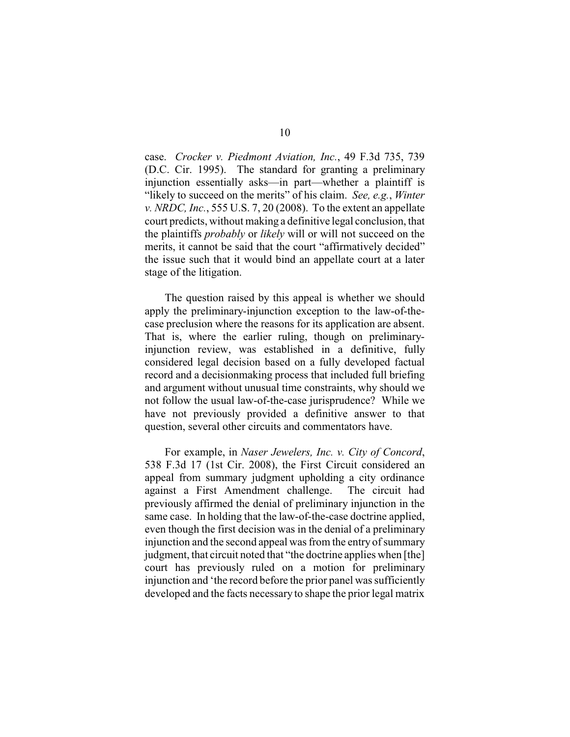case. *Crocker v. Piedmont Aviation, Inc.*, 49 F.3d 735, 739 (D.C. Cir. 1995). The standard for granting a preliminary injunction essentially asks—in part—whether a plaintiff is "likely to succeed on the merits" of his claim. *See, e.g.*, *Winter v. NRDC, Inc.*, 555 U.S. 7, 20 (2008). To the extent an appellate court predicts, without making a definitive legal conclusion, that the plaintiffs *probably* or *likely* will or will not succeed on the merits, it cannot be said that the court "affirmatively decided" the issue such that it would bind an appellate court at a later stage of the litigation.

The question raised by this appeal is whether we should apply the preliminary-injunction exception to the law-of-the-case preclusion where the reasons for its application are absent. That is, where the earlier ruling, though on preliminary-injunction review, was established in a definitive, fully considered legal decision based on a fully developed factual record and a decisionmaking process that included full briefing and argument without unusual time constraints, why should we not follow the usual law-of-the-case jurisprudence? While we have not previously provided a definitive answer to that question, several other circuits and commentators have.

For example, in *Naser Jewelers, Inc. v. City of Concord*, 538 F.3d 17 (1st Cir. 2008), the First Circuit considered an appeal from summary judgment upholding a city ordinance against a First Amendment challenge. The circuit had previously affirmed the denial of preliminary injunction in the same case. In holding that the law-of-the-case doctrine applied, even though the first decision was in the denial of a preliminary injunction and the second appeal was from the entry of summary judgment, that circuit noted that "the doctrine applies when [the] court has previously ruled on a motion for preliminary injunction and 'the record before the prior panel was sufficiently developed and the facts necessary to shape the prior legal matrix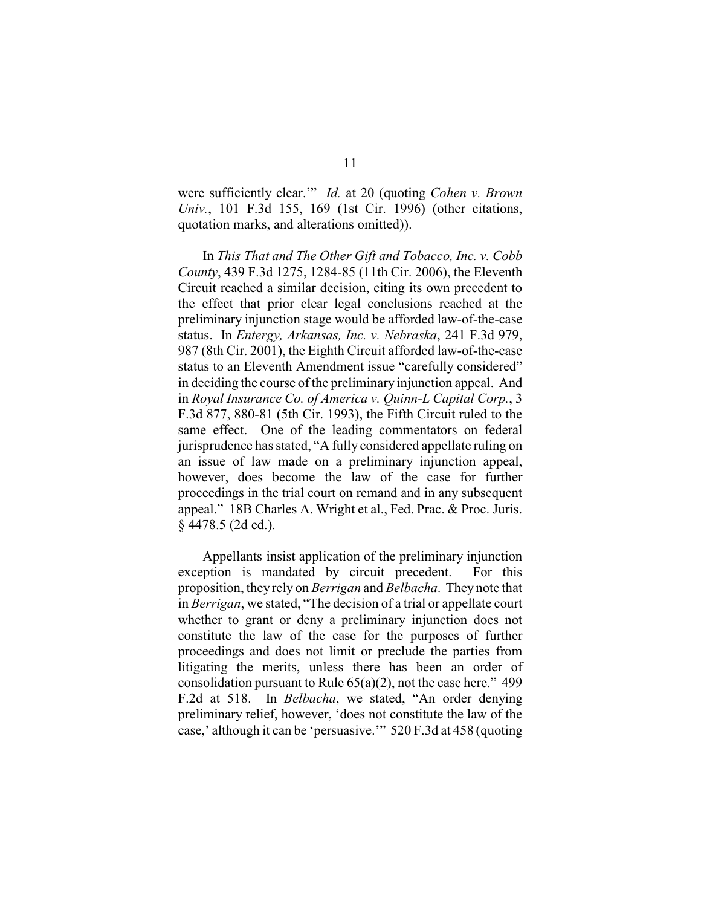were sufficiently clear.'" *Id.* at 20 (quoting *Cohen v. Brown Univ.*, 101 F.3d 155, 169 (1st Cir. 1996) (other citations, quotation marks, and alterations omitted)).

In *This That and The Other Gift and Tobacco, Inc. v. Cobb County*, 439 F.3d 1275, 1284-85 (11th Cir. 2006), the Eleventh Circuit reached a similar decision, citing its own precedent to the effect that prior clear legal conclusions reached at the preliminary injunction stage would be afforded law-of-the-case status. In *Entergy, Arkansas, Inc. v. Nebraska*, 241 F.3d 979, 987 (8th Cir. 2001), the Eighth Circuit afforded law-of-the-case status to an Eleventh Amendment issue "carefully considered" in deciding the course of the preliminary injunction appeal. And in *Royal Insurance Co. of America v. Quinn-L Capital Corp.*, 3 F.3d 877, 880-81 (5th Cir. 1993), the Fifth Circuit ruled to the same effect. One of the leading commentators on federal jurisprudence has stated, "A fully considered appellate ruling on an issue of law made on a preliminary injunction appeal, however, does become the law of the case for further proceedings in the trial court on remand and in any subsequent appeal." 18B Charles A. Wright et al., Fed. Prac. & Proc. Juris. § 4478.5 (2d ed.).

Appellants insist application of the preliminary injunction exception is mandated by circuit precedent. For this proposition, they rely on *Berrigan* and *Belbacha*. They note that in *Berrigan*, we stated, "The decision of a trial or appellate court whether to grant or deny a preliminary injunction does not constitute the law of the case for the purposes of further proceedings and does not limit or preclude the parties from litigating the merits, unless there has been an order of consolidation pursuant to Rule 65(a)(2), not the case here." 499 F.2d at 518. In *Belbacha*, we stated, "An order denying preliminary relief, however, 'does not constitute the law of the case,' although it can be 'persuasive.'" 520 F.3d at 458 (quoting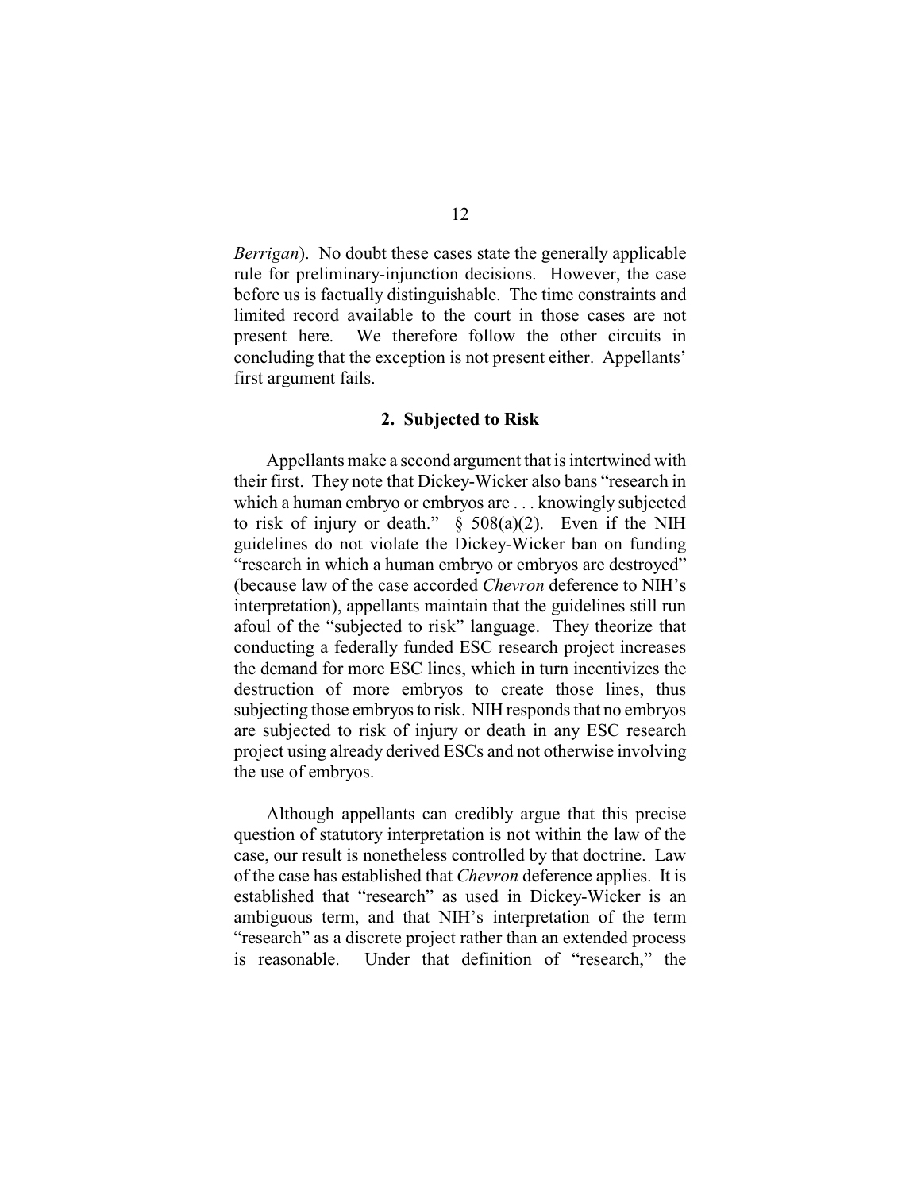*Berrigan*). No doubt these cases state the generally applicable rule for preliminary-injunction decisions. However, the case before us is factually distinguishable. The time constraints and limited record available to the court in those cases are not present here. We therefore follow the other circuits in concluding that the exception is not present either. Appellants' first argument fails.

### 2. Subjected to Risk

Appellants make a second argument that is intertwined with their first. They note that Dickey-Wicker also bans "research in which a human embryo or embryos are . . . knowingly subjected to risk of injury or death." § 508(a)(2). Even if the NIH guidelines do not violate the Dickey-Wicker ban on funding "research in which a human embryo or embryos are destroyed" (because law of the case accorded *Chevron* deference to NIH's interpretation), appellants maintain that the guidelines still run afoul of the "subjected to risk" language. They theorize that conducting a federally funded ESC research project increases the demand for more ESC lines, which in turn incentivizes the destruction of more embryos to create those lines, thus subjecting those embryos to risk. NIH responds that no embryos are subjected to risk of injury or death in any ESC research project using already derived ESCs and not otherwise involving the use of embryos.

Although appellants can credibly argue that this precise question of statutory interpretation is not within the law of the case, our result is nonetheless controlled by that doctrine. Law of the case has established that *Chevron* deference applies. It is established that "research" as used in Dickey-Wicker is an ambiguous term, and that NIH's interpretation of the term "research" as a discrete project rather than an extended process is reasonable. Under that definition of "research," the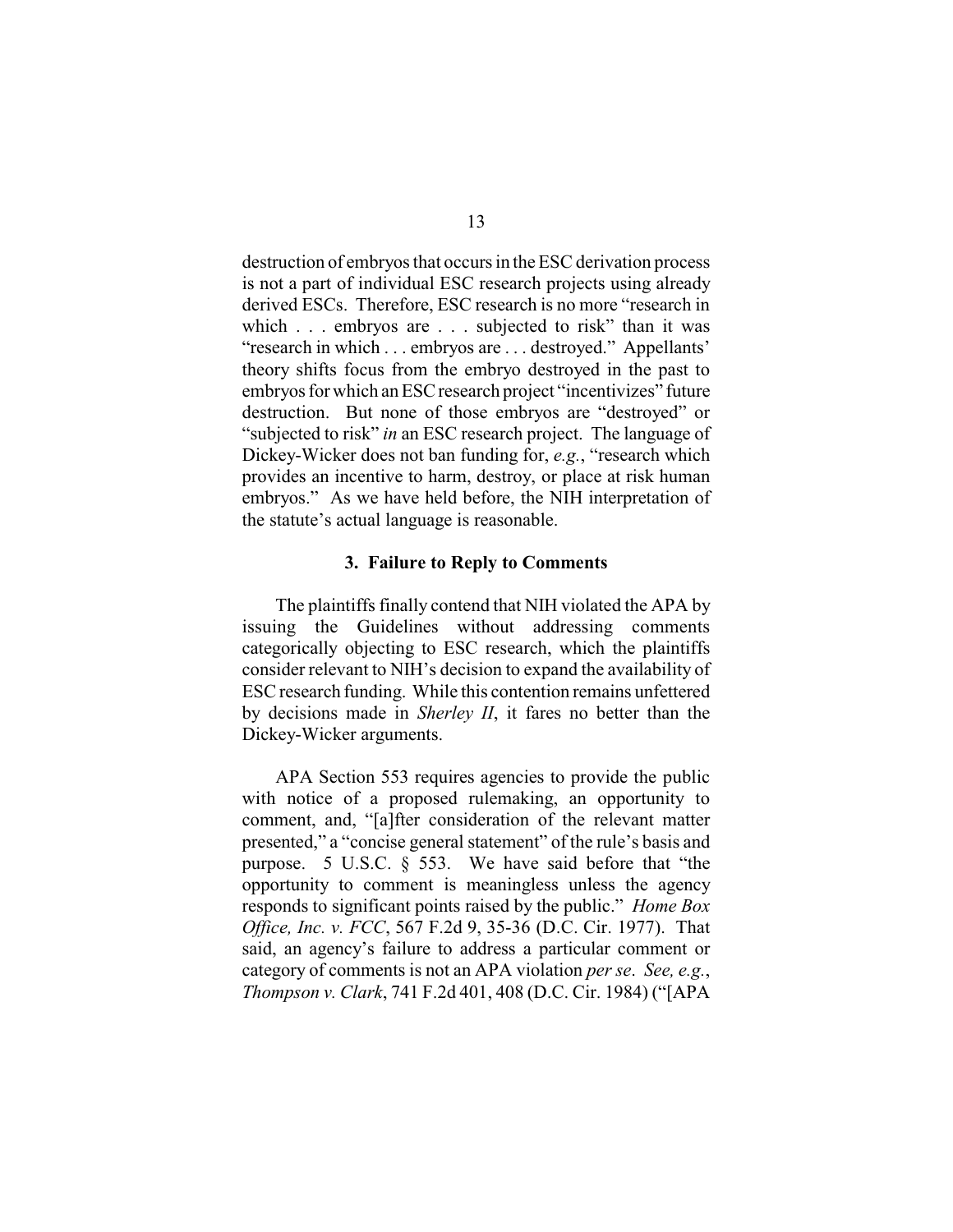destruction of embryos that occurs in the ESC derivation process is not a part of individual ESC research projects using already derived ESCs. Therefore, ESC research is no more "research in which . . . embryos are . . . subjected to risk" than it was "research in which . . . embryos are . . . destroyed." Appellants' theory shifts focus from the embryo destroyed in the past to embryos for which an ESC research project "incentivizes" future destruction. But none of those embryos are "destroyed" or "subjected to risk" *in* an ESC research project. The language of Dickey-Wicker does not ban funding for, *e.g.*, "research which provides an incentive to harm, destroy, or place at risk human embryos." As we have held before, the NIH interpretation of the statute's actual language is reasonable.

### 3. Failure to Reply to Comments

The plaintiffs finally contend that NIH violated the APA by issuing the Guidelines without addressing comments categorically objecting to ESC research, which the plaintiffs consider relevant to NIH's decision to expand the availability of ESC research funding. While this contention remains unfettered by decisions made in *Sherley II*, it fares no better than the Dickey-Wicker arguments.

APA Section 553 requires agencies to provide the public with notice of a proposed rulemaking, an opportunity to comment, and, "[a]fter consideration of the relevant matter presented," a "concise general statement" of the rule's basis and purpose. 5 U.S.C. § 553. We have said before that "the opportunity to comment is meaningless unless the agency responds to significant points raised by the public." *Home Box Office, Inc. v. FCC*, 567 F.2d 9, 35-36 (D.C. Cir. 1977). That said, an agency's failure to address a particular comment or category of comments is not an APA violation *per se*. *See, e.g.*, *Thompson v. Clark*, 741 F.2d 401, 408 (D.C. Cir. 1984) ("[APA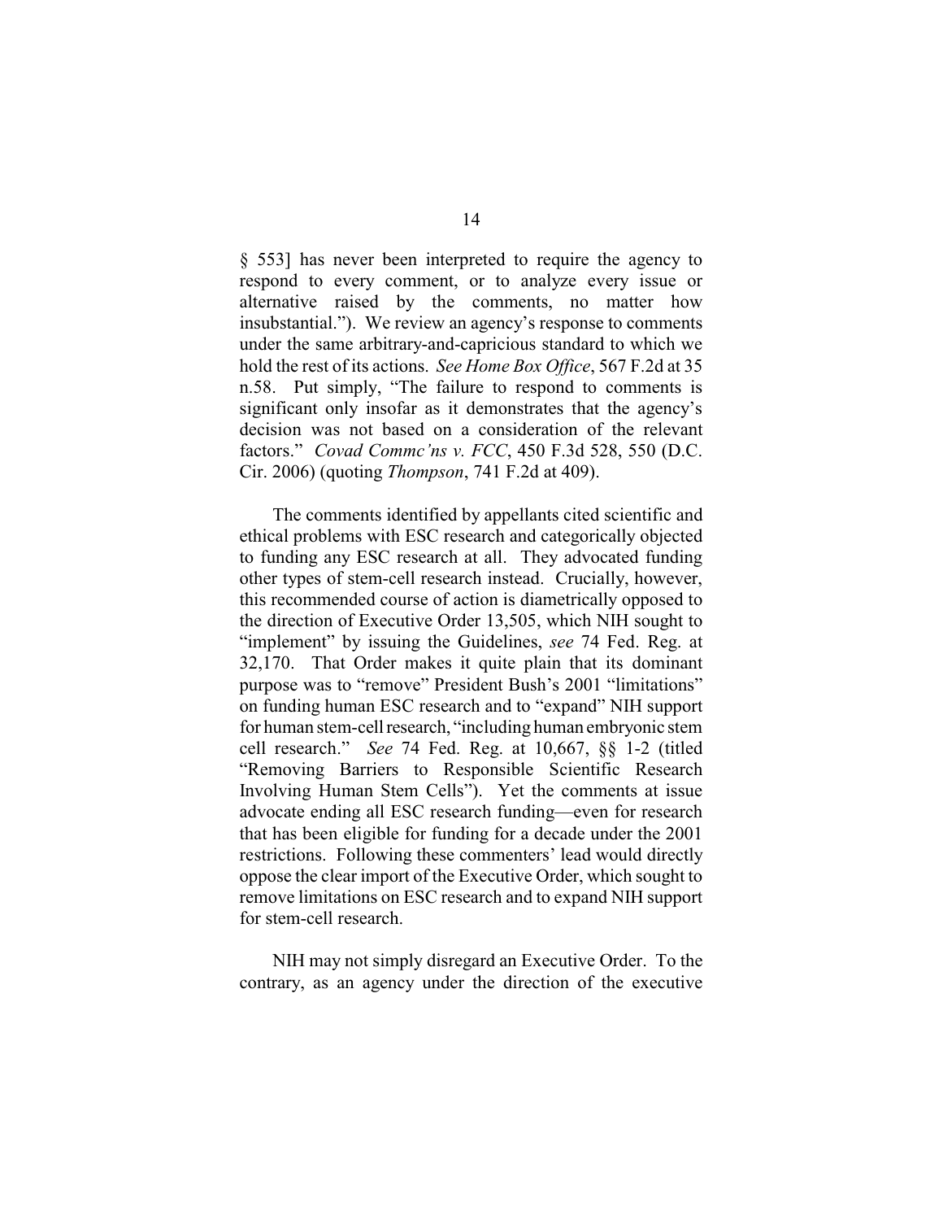§ 553] has never been interpreted to require the agency to respond to every comment, or to analyze every issue or alternative raised by the comments, no matter how insubstantial."). We review an agency's response to comments under the same arbitrary-and-capricious standard to which we hold the rest of its actions. *See Home Box Office*, 567 F.2d at 35 n.58. Put simply, "The failure to respond to comments is significant only insofar as it demonstrates that the agency's decision was not based on a consideration of the relevant factors." *Covad Commc'ns v. FCC*, 450 F.3d 528, 550 (D.C. Cir. 2006) (quoting *Thompson*, 741 F.2d at 409).

The comments identified by appellants cited scientific and ethical problems with ESC research and categorically objected to funding any ESC research at all. They advocated funding other types of stem-cell research instead. Crucially, however, this recommended course of action is diametrically opposed to the direction of Executive Order 13,505, which NIH sought to "implement" by issuing the Guidelines, *see* 74 Fed. Reg. at 32,170. That Order makes it quite plain that its dominant purpose was to "remove" President Bush's 2001 "limitations" on funding human ESC research and to "expand" NIH support for human stem-cell research, "including human embryonic stem cell research." *See* 74 Fed. Reg. at 10,667, §§ 1-2 (titled "Removing Barriers to Responsible Scientific Research Involving Human Stem Cells"). Yet the comments at issue advocate ending all ESC research funding—even for research that has been eligible for funding for a decade under the 2001 restrictions. Following these commenters' lead would directly oppose the clear import of the Executive Order, which sought to remove limitations on ESC research and to expand NIH support for stem-cell research.

NIH may not simply disregard an Executive Order. To the contrary, as an agency under the direction of the executive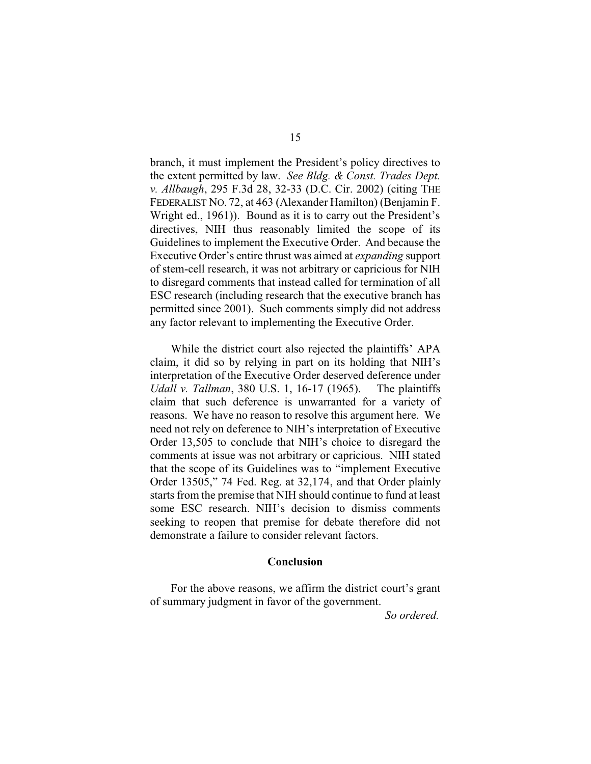branch, it must implement the President's policy directives to the extent permitted by law. *See Bldg. & Const. Trades Dept. v. Allbaugh*, 295 F.3d 28, 32-33 (D.C. Cir. 2002) (citing THE FEDERALIST NO. 72, at 463 (Alexander Hamilton) (Benjamin F. Wright ed., 1961)). Bound as it is to carry out the President's directives, NIH thus reasonably limited the scope of its Guidelines to implement the Executive Order. And because the Executive Order's entire thrust was aimed at *expanding* support of stem-cell research, it was not arbitrary or capricious for NIH to disregard comments that instead called for termination of all ESC research (including research that the executive branch has permitted since 2001). Such comments simply did not address any factor relevant to implementing the Executive Order.

While the district court also rejected the plaintiffs' APA claim, it did so by relying in part on its holding that NIH's interpretation of the Executive Order deserved deference under *Udall v. Tallman*, 380 U.S. 1, 16-17 (1965). The plaintiffs claim that such deference is unwarranted for a variety of reasons. We have no reason to resolve this argument here. We need not rely on deference to NIH's interpretation of Executive Order 13,505 to conclude that NIH's choice to disregard the comments at issue was not arbitrary or capricious. NIH stated that the scope of its Guidelines was to "implement Executive Order 13505," 74 Fed. Reg. at 32,174, and that Order plainly starts from the premise that NIH should continue to fund at least some ESC research. NIH's decision to dismiss comments seeking to reopen that premise for debate therefore did not demonstrate a failure to consider relevant factors.

## Conclusion

For the above reasons, we affirm the district court's grant of summary judgment in favor of the government.

*So ordered.*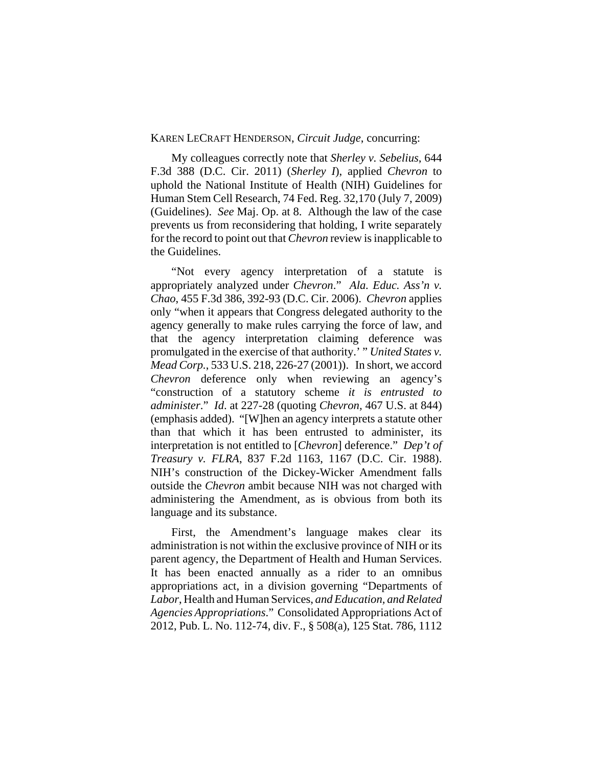KAREN LECRAFT HENDERSON, *Circuit Judge*, concurring:

My colleagues correctly note that *Sherley v. Sebelius*, 644 F.3d 388 (D.C. Cir. 2011) (*Sherley I*), applied *Chevron* to uphold the National Institute of Health (NIH) Guidelines for Human Stem Cell Research, 74 Fed. Reg. 32,170 (July 7, 2009) (Guidelines). *See* Maj. Op. at 8. Although the law of the case prevents us from reconsidering that holding, I write separately for the record to point out that *Chevron* review is inapplicable to the Guidelines.

"Not every agency interpretation of a statute is appropriately analyzed under *Chevron*." *Ala. Educ. Ass'n v. Chao*, 455 F.3d 386, 392-93 (D.C. Cir. 2006). *Chevron* applies only "when it appears that Congress delegated authority to the agency generally to make rules carrying the force of law, and that the agency interpretation claiming deference was promulgated in the exercise of that authority.' " *United States v. Mead Corp.*, 533 U.S. 218, 226-27 (2001)). In short, we accord *Chevron* deference only when reviewing an agency's "construction of a statutory scheme *it is entrusted to administer*." *Id*. at 227-28 (quoting *Chevron*, 467 U.S. at 844) (emphasis added). "[W]hen an agency interprets a statute other than that which it has been entrusted to administer, its interpretation is not entitled to [*Chevron*] deference." *Dep't of Treasury v. FLRA*, 837 F.2d 1163, 1167 (D.C. Cir. 1988). NIH's construction of the Dickey-Wicker Amendment falls outside the *Chevron* ambit because NIH was not charged with administering the Amendment, as is obvious from both its language and its substance.

First, the Amendment's language makes clear its administration is not within the exclusive province of NIH or its parent agency, the Department of Health and Human Services. It has been enacted annually as a rider to an omnibus appropriations act, in a division governing "Departments of *Labor*, Health and Human Services, *and Education, and Related Agencies Appropriations*." Consolidated Appropriations Act of 2012, Pub. L. No. 112-74, div. F., § 508(a), 125 Stat. 786, 1112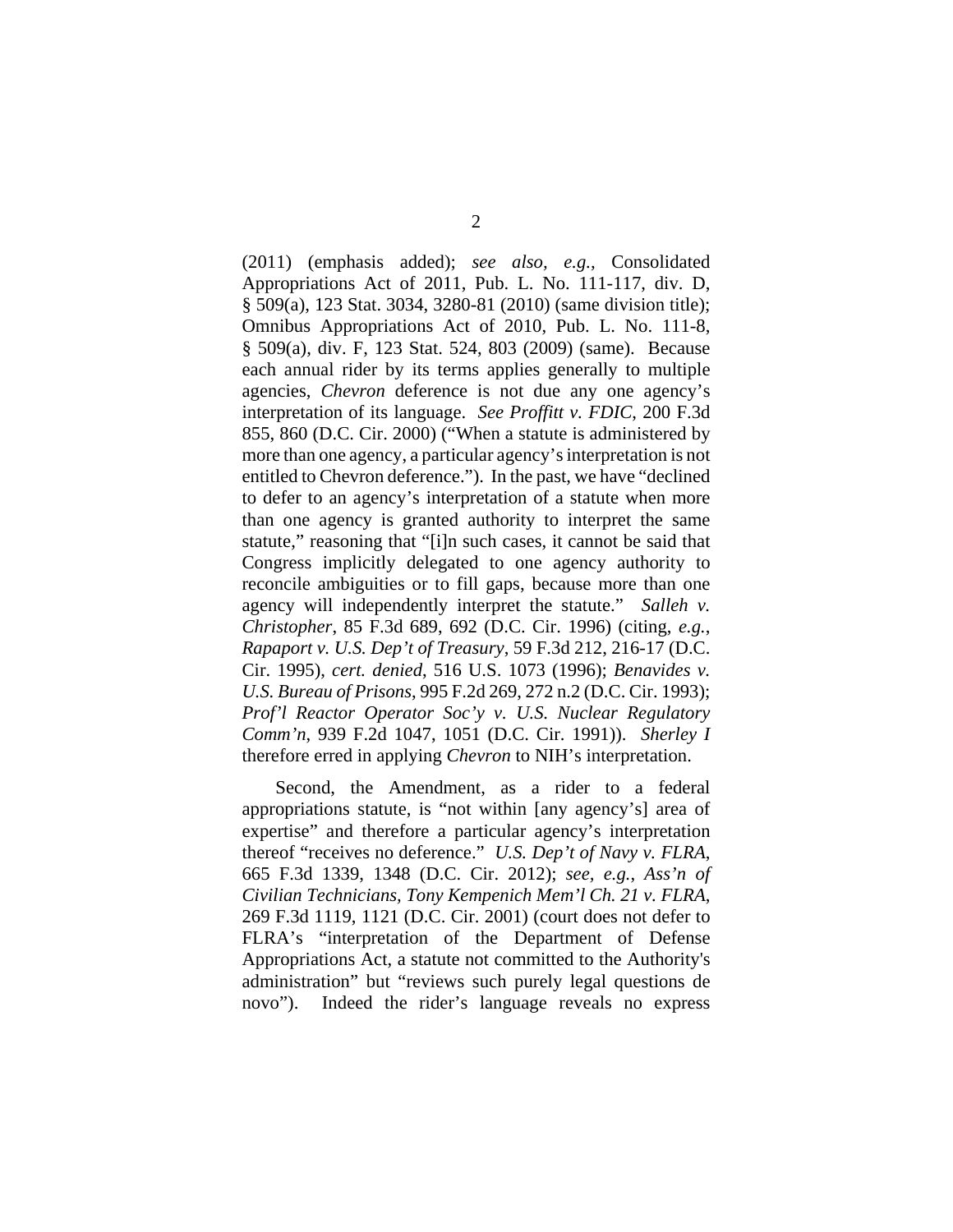(2011) (emphasis added); *see also, e.g.*, Consolidated Appropriations Act of 2011, Pub. L. No. 111-117, div. D, § 509(a), 123 Stat. 3034, 3280-81 (2010) (same division title); Omnibus Appropriations Act of 2010, Pub. L. No. 111-8, § 509(a), div. F, 123 Stat. 524, 803 (2009) (same). Because each annual rider by its terms applies generally to multiple agencies, *Chevron* deference is not due any one agency's interpretation of its language. *See Proffitt v. FDIC*, 200 F.3d 855, 860 (D.C. Cir. 2000) ("When a statute is administered by more than one agency, a particular agency's interpretation is not entitled to Chevron deference."). In the past, we have "declined to defer to an agency's interpretation of a statute when more than one agency is granted authority to interpret the same statute," reasoning that "[i]n such cases, it cannot be said that Congress implicitly delegated to one agency authority to reconcile ambiguities or to fill gaps, because more than one agency will independently interpret the statute." *Salleh v. Christopher*, 85 F.3d 689, 692 (D.C. Cir. 1996) (citing, *e.g.*, *Rapaport v. U.S. Dep't of Treasury*, 59 F.3d 212, 216-17 (D.C. Cir. 1995), *cert. denied*, 516 U.S. 1073 (1996); *Benavides v. U.S. Bureau of Prisons*, 995 F.2d 269, 272 n.2 (D.C. Cir. 1993); *Prof'l Reactor Operator Soc'y v. U.S. Nuclear Regulatory Comm'n*, 939 F.2d 1047, 1051 (D.C. Cir. 1991)). *Sherley I* therefore erred in applying *Chevron* to NIH's interpretation.

Second, the Amendment, as a rider to a federal appropriations statute, is "not within [any agency's] area of expertise" and therefore a particular agency's interpretation thereof "receives no deference." *U.S. Dep't of Navy v. FLRA*, 665 F.3d 1339, 1348 (D.C. Cir. 2012); *see, e.g.*, *Ass'n of Civilian Technicians, Tony Kempenich Mem'l Ch. 21 v. FLRA*, 269 F.3d 1119, 1121 (D.C. Cir. 2001) (court does not defer to FLRA's "interpretation of the Department of Defense Appropriations Act, a statute not committed to the Authority's administration" but "reviews such purely legal questions de novo"). Indeed the rider's language reveals no express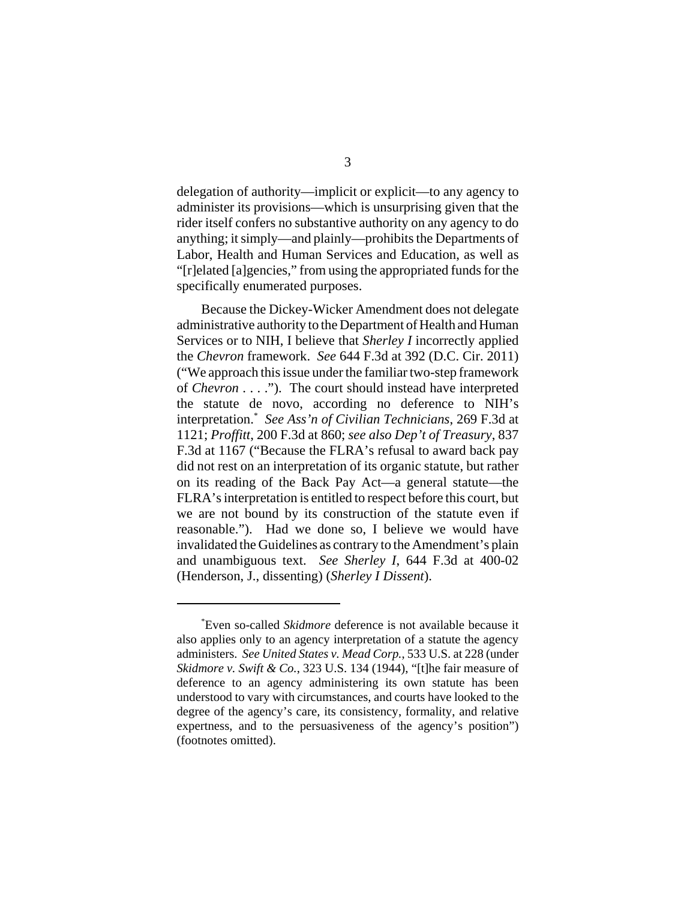delegation of authority—implicit or explicit—to any agency to administer its provisions—which is unsurprising given that the rider itself confers no substantive authority on any agency to do anything; it simply—and plainly—prohibits the Departments of Labor, Health and Human Services and Education, as well as "[r]elated [a]gencies," from using the appropriated funds for the specifically enumerated purposes.

Because the Dickey-Wicker Amendment does not delegate administrative authority to the Department of Health and Human Services or to NIH, I believe that *Sherley I* incorrectly applied the *Chevron* framework. *See* 644 F.3d at 392 (D.C. Cir. 2011) ("We approach this issue under the familiar two-step framework of *Chevron* . . . ."). The court should instead have interpreted the statute de novo, according no deference to NIH's interpretation.* *See Ass'n of Civilian Technicians*, 269 F.3d at 1121; *Proffitt*, 200 F.3d at 860; *see also Dep't of Treasury*, 837 F.3d at 1167 ("Because the FLRA's refusal to award back pay did not rest on an interpretation of its organic statute, but rather on its reading of the Back Pay Act—a general statute—the FLRA's interpretation is entitled to respect before this court, but we are not bound by its construction of the statute even if reasonable."). Had we done so, I believe we would have invalidated the Guidelines as contrary to the Amendment's plain and unambiguous text. *See Sherley I*, 644 F.3d at 400-02 (Henderson, J., dissenting) (*Sherley I Dissent*).

---

*Even so-called *Skidmore* deference is not available because it also applies only to an agency interpretation of a statute the agency administers. *See United States v. Mead Corp.*, 533 U.S. at 228 (under *Skidmore v. Swift & Co.*, 323 U.S. 134 (1944), "[t]he fair measure of deference to an agency administering its own statute has been understood to vary with circumstances, and courts have looked to the degree of the agency's care, its consistency, formality, and relative expertness, and to the persuasiveness of the agency's position") (footnotes omitted).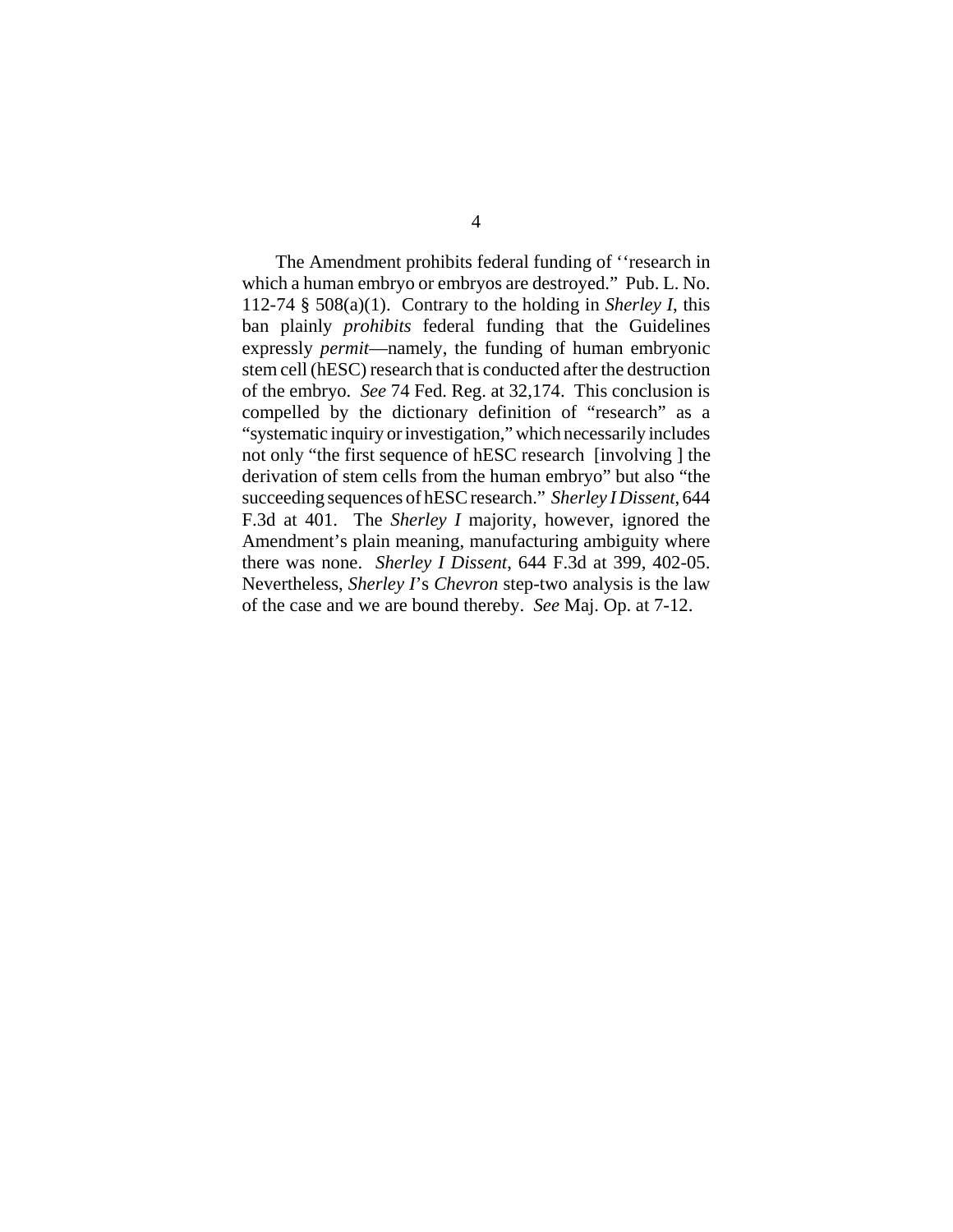The Amendment prohibits federal funding of ''research in which a human embryo or embryos are destroyed." Pub. L. No. 112-74 § 508(a)(1). Contrary to the holding in *Sherley I*, this ban plainly *prohibits* federal funding that the Guidelines expressly *permit*—namely, the funding of human embryonic stem cell (hESC) research that is conducted after the destruction of the embryo. *See* 74 Fed. Reg. at 32,174. This conclusion is compelled by the dictionary definition of "research" as a "systematic inquiry or investigation," which necessarily includes not only "the first sequence of hESC research [involving ] the derivation of stem cells from the human embryo" but also "the succeeding sequences of hESC research." *Sherley I Dissent*, 644 F.3d at 401. The *Sherley I* majority, however, ignored the Amendment's plain meaning, manufacturing ambiguity where there was none. *Sherley I Dissent*, 644 F.3d at 399, 402-05. Nevertheless, *Sherley I*'s *Chevron* step-two analysis is the law of the case and we are bound thereby. *See* Maj. Op. at 7-12.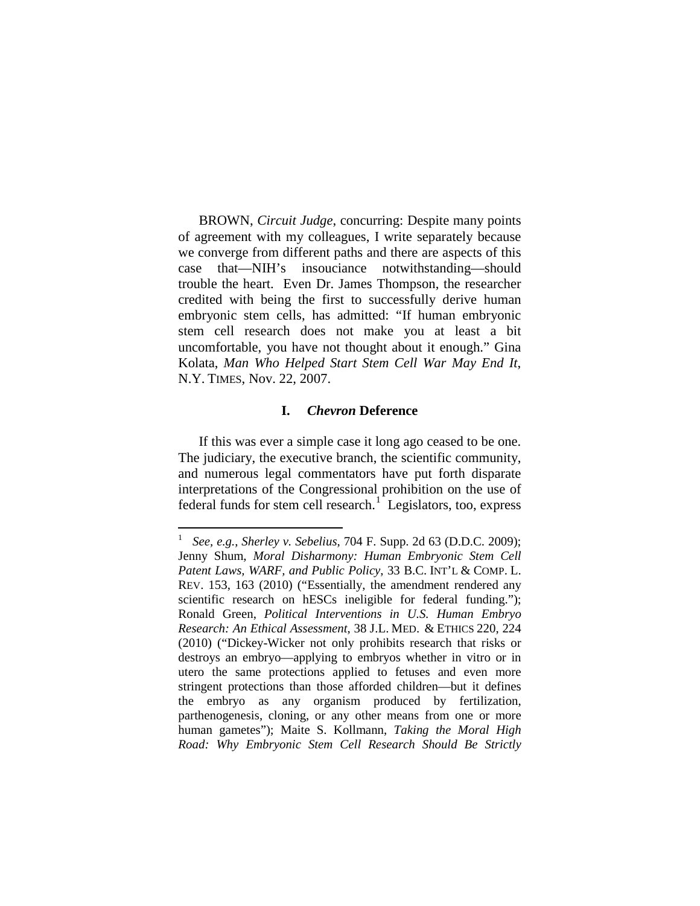BROWN, *Circuit Judge*, concurring: Despite many points of agreement with my colleagues, I write separately because we converge from different paths and there are aspects of this case that—NIH's insouciance notwithstanding—should trouble the heart. Even Dr. James Thompson, the researcher credited with being the first to successfully derive human embryonic stem cells, has admitted: "If human embryonic stem cell research does not make you at least a bit uncomfortable, you have not thought about it enough." Gina Kolata, *Man Who Helped Start Stem Cell War May End It*, N.Y. TIMES, Nov. 22, 2007.

## I. *Chevron* Deference

If this was ever a simple case it long ago ceased to be one. The judiciary, the executive branch, the scientific community, and numerous legal commentators have put forth disparate interpretations of the Congressional prohibition on the use of federal funds for stem cell research.[1] Legislators, too, express

---

[1] *See, e.g.*, *Sherley v. Sebelius*, 704 F. Supp. 2d 63 (D.D.C. 2009); Jenny Shum, *Moral Disharmony: Human Embryonic Stem Cell Patent Laws, WARF, and Public Policy*, 33 B.C. INT'L & COMP. L. REV. 153, 163 (2010) ("Essentially, the amendment rendered any scientific research on hESCs ineligible for federal funding."); Ronald Green, *Political Interventions in U.S. Human Embryo Research: An Ethical Assessment*, 38 J.L. MED. & ETHICS 220, 224 (2010) ("Dickey-Wicker not only prohibits research that risks or destroys an embryo—applying to embryos whether in vitro or in utero the same protections applied to fetuses and even more stringent protections than those afforded children—but it defines the embryo as any organism produced by fertilization, parthenogenesis, cloning, or any other means from one or more human gametes"); Maite S. Kollmann, *Taking the Moral High Road: Why Embryonic Stem Cell Research Should Be Strictly*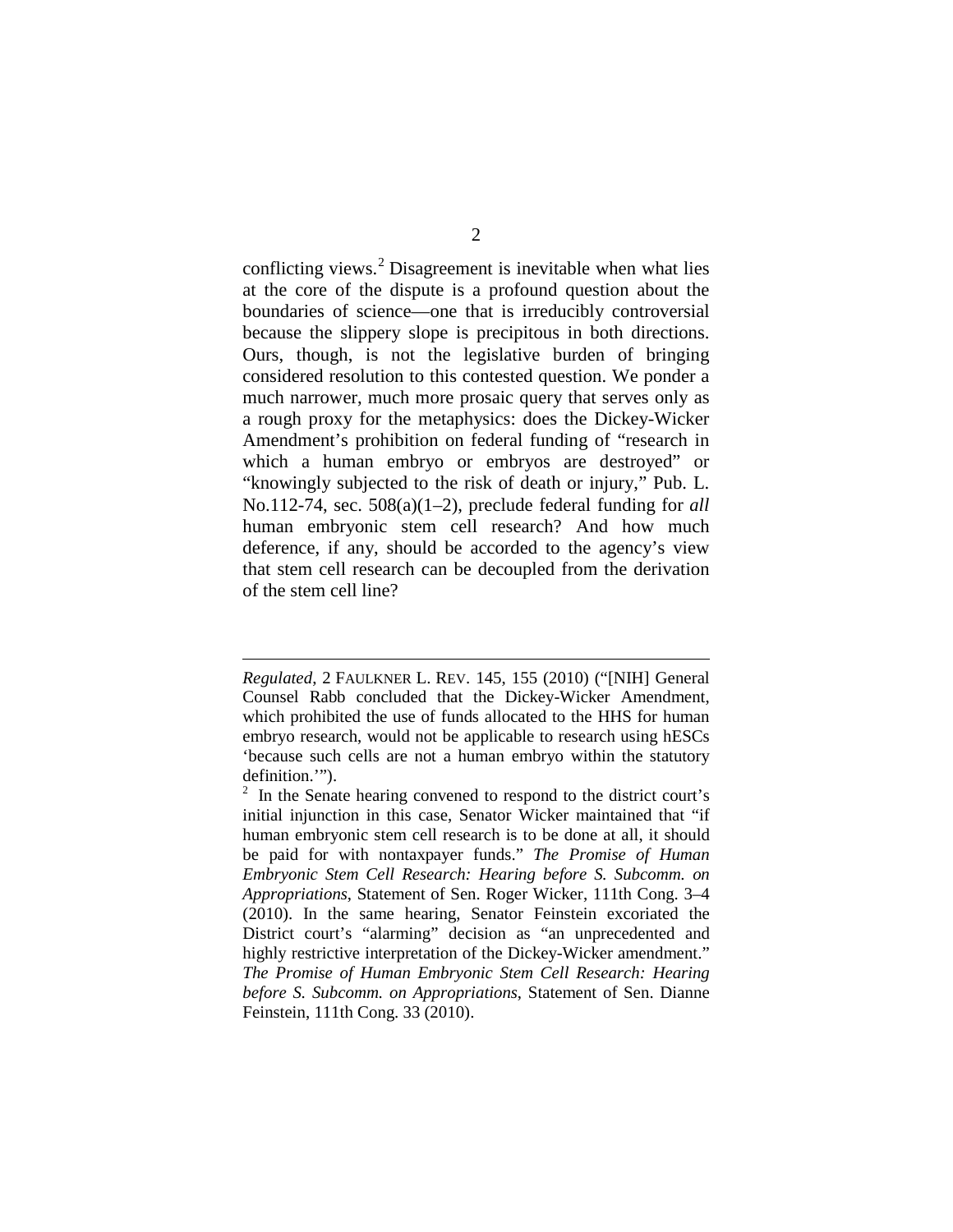conflicting views.[2] Disagreement is inevitable when what lies at the core of the dispute is a profound question about the boundaries of science—one that is irreducibly controversial because the slippery slope is precipitous in both directions. Ours, though, is not the legislative burden of bringing considered resolution to this contested question. We ponder a much narrower, much more prosaic query that serves only as a rough proxy for the metaphysics: does the Dickey-Wicker Amendment's prohibition on federal funding of "research in which a human embryo or embryos are destroyed" or "knowingly subjected to the risk of death or injury," Pub. L. No.112-74, sec. 508(a)(1–2), preclude federal funding for *all* human embryonic stem cell research? And how much deference, if any, should be accorded to the agency's view that stem cell research can be decoupled from the derivation of the stem cell line?

---

*Regulated*, 2 FAULKNER L. REV. 145, 155 (2010) ("[NIH] General Counsel Rabb concluded that the Dickey-Wicker Amendment, which prohibited the use of funds allocated to the HHS for human embryo research, would not be applicable to research using hESCs 'because such cells are not a human embryo within the statutory definition.'").

[2] In the Senate hearing convened to respond to the district court's initial injunction in this case, Senator Wicker maintained that "if human embryonic stem cell research is to be done at all, it should be paid for with nontaxpayer funds." *The Promise of Human Embryonic Stem Cell Research: Hearing before S. Subcomm. on Appropriations*, Statement of Sen. Roger Wicker, 111th Cong. 3–4 (2010). In the same hearing, Senator Feinstein excoriated the District court's "alarming" decision as "an unprecedented and highly restrictive interpretation of the Dickey-Wicker amendment." *The Promise of Human Embryonic Stem Cell Research: Hearing before S. Subcomm. on Appropriations*, Statement of Sen. Dianne Feinstein, 111th Cong. 33 (2010).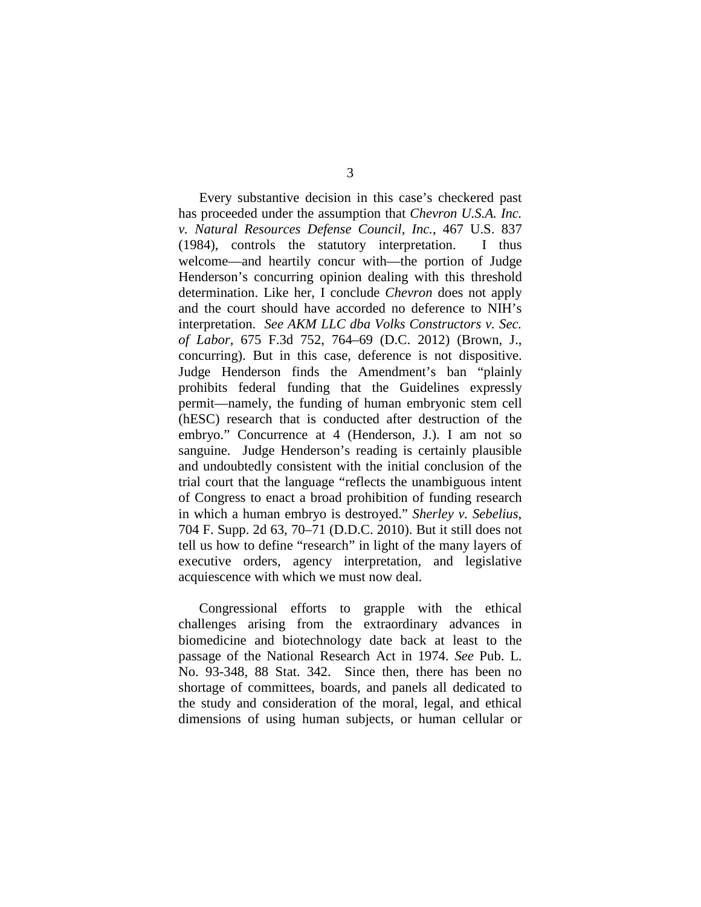Every substantive decision in this case's checkered past has proceeded under the assumption that *Chevron U.S.A. Inc. v. Natural Resources Defense Council, Inc.*, 467 U.S. 837 (1984), controls the statutory interpretation. I thus welcome—and heartily concur with—the portion of Judge Henderson's concurring opinion dealing with this threshold determination. Like her, I conclude *Chevron* does not apply and the court should have accorded no deference to NIH's interpretation. *See AKM LLC dba Volks Constructors v. Sec. of Labor*, 675 F.3d 752, 764–69 (D.C. 2012) (Brown, J., concurring). But in this case, deference is not dispositive. Judge Henderson finds the Amendment's ban "plainly prohibits federal funding that the Guidelines expressly permit—namely, the funding of human embryonic stem cell (hESC) research that is conducted after destruction of the embryo." Concurrence at 4 (Henderson, J.). I am not so sanguine. Judge Henderson's reading is certainly plausible and undoubtedly consistent with the initial conclusion of the trial court that the language "reflects the unambiguous intent of Congress to enact a broad prohibition of funding research in which a human embryo is destroyed." *Sherley v. Sebelius*, 704 F. Supp. 2d 63, 70–71 (D.D.C. 2010). But it still does not tell us how to define "research" in light of the many layers of executive orders, agency interpretation, and legislative acquiescence with which we must now deal.

Congressional efforts to grapple with the ethical challenges arising from the extraordinary advances in biomedicine and biotechnology date back at least to the passage of the National Research Act in 1974. *See* Pub. L. No. 93-348, 88 Stat. 342. Since then, there has been no shortage of committees, boards, and panels all dedicated to the study and consideration of the moral, legal, and ethical dimensions of using human subjects, or human cellular or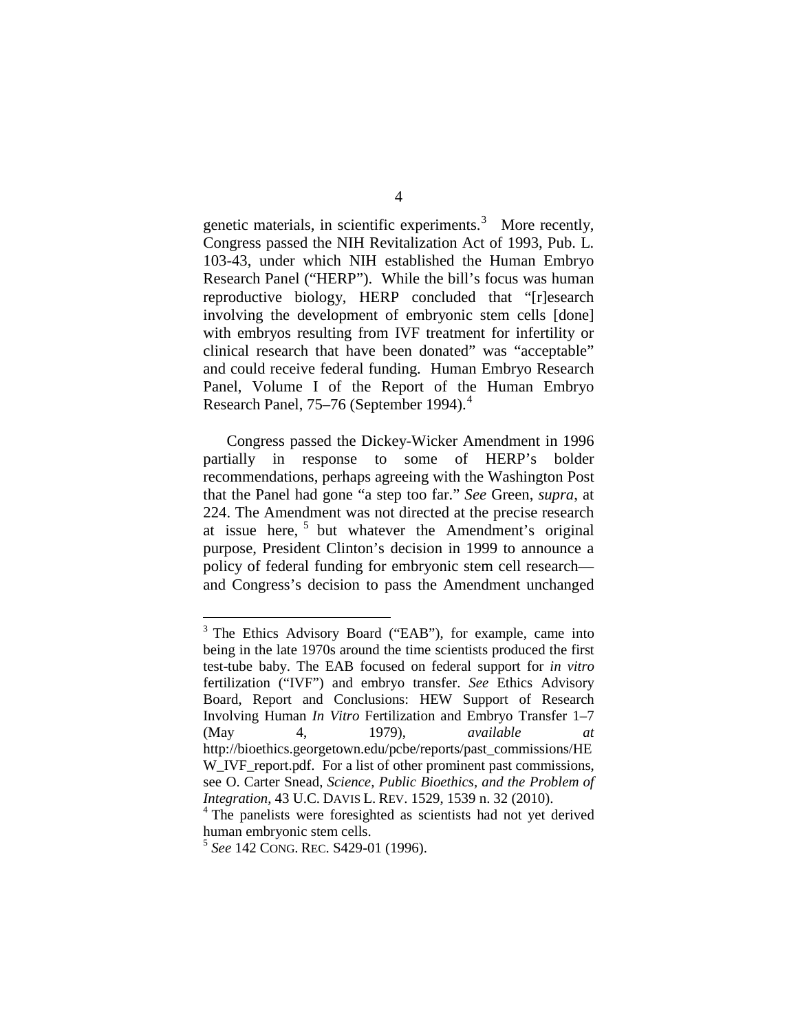genetic materials, in scientific experiments.[3] More recently, Congress passed the NIH Revitalization Act of 1993, Pub. L. 103-43, under which NIH established the Human Embryo Research Panel ("HERP"). While the bill's focus was human reproductive biology, HERP concluded that "[r]esearch involving the development of embryonic stem cells [done] with embryos resulting from IVF treatment for infertility or clinical research that have been donated" was "acceptable" and could receive federal funding. Human Embryo Research Panel, Volume I of the Report of the Human Embryo Research Panel, 75–76 (September 1994).[4]

Congress passed the Dickey-Wicker Amendment in 1996 partially in response to some of HERP's bolder recommendations, perhaps agreeing with the Washington Post that the Panel had gone "a step too far." *See* Green, *supra*, at 224. The Amendment was not directed at the precise research at issue here,[5] but whatever the Amendment's original purpose, President Clinton's decision in 1999 to announce a policy of federal funding for embryonic stem cell research—and Congress's decision to pass the Amendment unchanged

---

[3] The Ethics Advisory Board ("EAB"), for example, came into being in the late 1970s around the time scientists produced the first test-tube baby. The EAB focused on federal support for *in vitro* fertilization ("IVF") and embryo transfer. *See* Ethics Advisory Board, Report and Conclusions: HEW Support of Research Involving Human *In Vitro* Fertilization and Embryo Transfer 1–7 (May 4, 1979), *available at* http://bioethics.georgetown.edu/pcbe/reports/past_commissions/HEW_IVF_report.pdf. For a list of other prominent past commissions, see O. Carter Snead, *Science, Public Bioethics, and the Problem of Integration*, 43 U.C. DAVIS L. REV. 1529, 1539 n. 32 (2010).

[4] The panelists were foresighted as scientists had not yet derived human embryonic stem cells.

[5] *See* 142 CONG. REC. S429-01 (1996).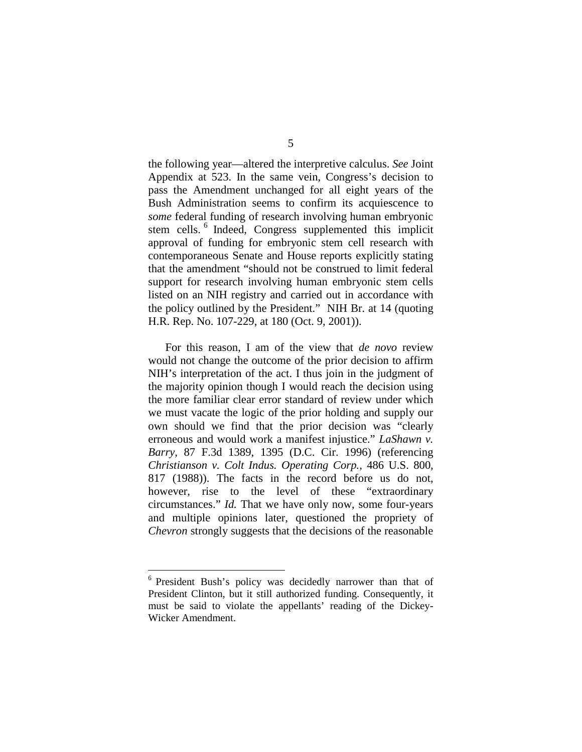the following year—altered the interpretive calculus. *See* Joint Appendix at 523. In the same vein, Congress's decision to pass the Amendment unchanged for all eight years of the Bush Administration seems to confirm its acquiescence to *some* federal funding of research involving human embryonic stem cells.[6] Indeed, Congress supplemented this implicit approval of funding for embryonic stem cell research with contemporaneous Senate and House reports explicitly stating that the amendment "should not be construed to limit federal support for research involving human embryonic stem cells listed on an NIH registry and carried out in accordance with the policy outlined by the President." NIH Br. at 14 (quoting H.R. Rep. No. 107-229, at 180 (Oct. 9, 2001)).

For this reason, I am of the view that *de novo* review would not change the outcome of the prior decision to affirm NIH's interpretation of the act. I thus join in the judgment of the majority opinion though I would reach the decision using the more familiar clear error standard of review under which we must vacate the logic of the prior holding and supply our own should we find that the prior decision was "clearly erroneous and would work a manifest injustice." *LaShawn v. Barry*, 87 F.3d 1389, 1395 (D.C. Cir. 1996) (referencing *Christianson v. Colt Indus. Operating Corp.*, 486 U.S. 800, 817 (1988)). The facts in the record before us do not, however, rise to the level of these "extraordinary circumstances." *Id.* That we have only now, some four-years and multiple opinions later, questioned the propriety of *Chevron* strongly suggests that the decisions of the reasonable

---

[6] President Bush's policy was decidedly narrower than that of President Clinton, but it still authorized funding. Consequently, it must be said to violate the appellants' reading of the Dickey-Wicker Amendment.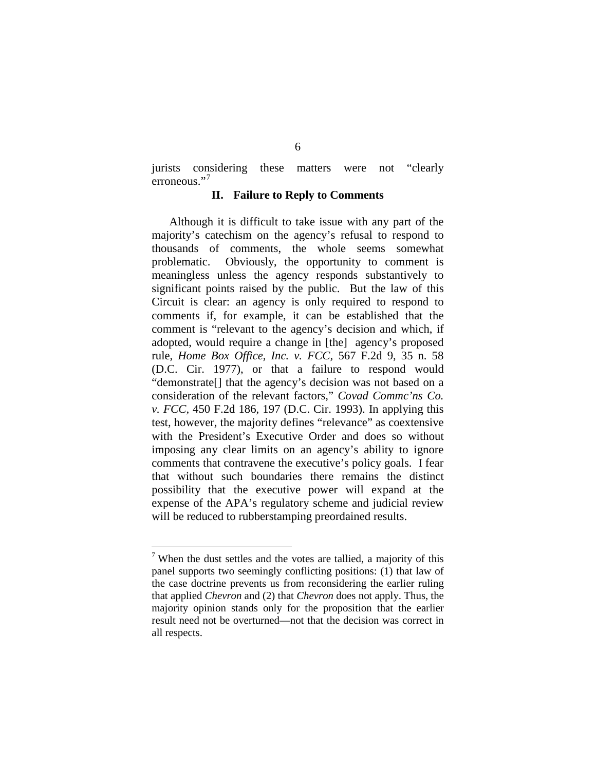jurists considering these matters were not "clearly erroneous."[7]

## II. Failure to Reply to Comments

Although it is difficult to take issue with any part of the majority's catechism on the agency's refusal to respond to thousands of comments, the whole seems somewhat problematic. Obviously, the opportunity to comment is meaningless unless the agency responds substantively to significant points raised by the public. But the law of this Circuit is clear: an agency is only required to respond to comments if, for example, it can be established that the comment is "relevant to the agency's decision and which, if adopted, would require a change in [the] agency's proposed rule, *Home Box Office, Inc. v. FCC*, 567 F.2d 9, 35 n. 58 (D.C. Cir. 1977), or that a failure to respond would "demonstrate[] that the agency's decision was not based on a consideration of the relevant factors," *Covad Commc'ns Co. v. FCC*, 450 F.2d 186, 197 (D.C. Cir. 1993). In applying this test, however, the majority defines "relevance" as coextensive with the President's Executive Order and does so without imposing any clear limits on an agency's ability to ignore comments that contravene the executive's policy goals. I fear that without such boundaries there remains the distinct possibility that the executive power will expand at the expense of the APA's regulatory scheme and judicial review will be reduced to rubberstamping preordained results.

---

[7] When the dust settles and the votes are tallied, a majority of this panel supports two seemingly conflicting positions: (1) that law of the case doctrine prevents us from reconsidering the earlier ruling that applied *Chevron* and (2) that *Chevron* does not apply. Thus, the majority opinion stands only for the proposition that the earlier result need not be overturned—not that the decision was correct in all respects.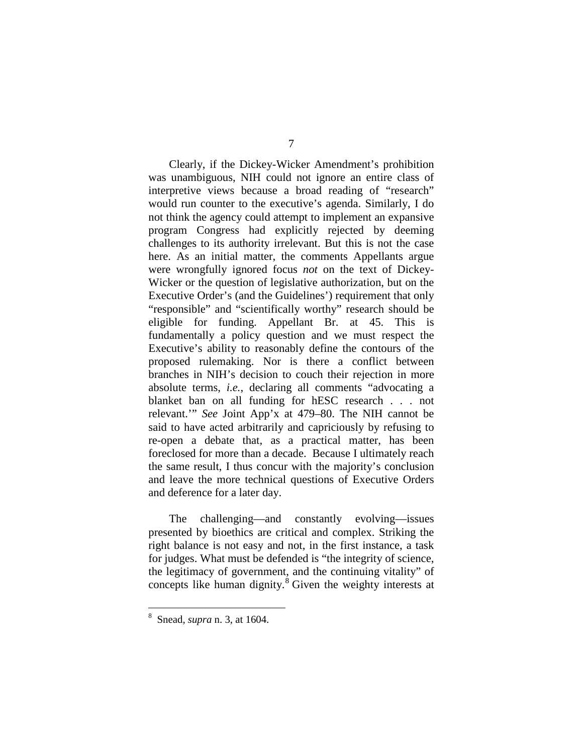Clearly, if the Dickey-Wicker Amendment's prohibition was unambiguous, NIH could not ignore an entire class of interpretive views because a broad reading of "research" would run counter to the executive's agenda. Similarly, I do not think the agency could attempt to implement an expansive program Congress had explicitly rejected by deeming challenges to its authority irrelevant. But this is not the case here. As an initial matter, the comments Appellants argue were wrongfully ignored focus *not* on the text of Dickey-Wicker or the question of legislative authorization, but on the Executive Order's (and the Guidelines') requirement that only "responsible" and "scientifically worthy" research should be eligible for funding. Appellant Br. at 45. This is fundamentally a policy question and we must respect the Executive's ability to reasonably define the contours of the proposed rulemaking. Nor is there a conflict between branches in NIH's decision to couch their rejection in more absolute terms, *i.e.*, declaring all comments "advocating a blanket ban on all funding for hESC research . . . not relevant.'" *See* Joint App'x at 479–80. The NIH cannot be said to have acted arbitrarily and capriciously by refusing to re-open a debate that, as a practical matter, has been foreclosed for more than a decade. Because I ultimately reach the same result, I thus concur with the majority's conclusion and leave the more technical questions of Executive Orders and deference for a later day.

The challenging—and constantly evolving—issues presented by bioethics are critical and complex. Striking the right balance is not easy and not, in the first instance, a task for judges. What must be defended is "the integrity of science, the legitimacy of government, and the continuing vitality" of concepts like human dignity.[8] Given the weighty interests at

---

[8] Snead, *supra* n. 3, at 1604.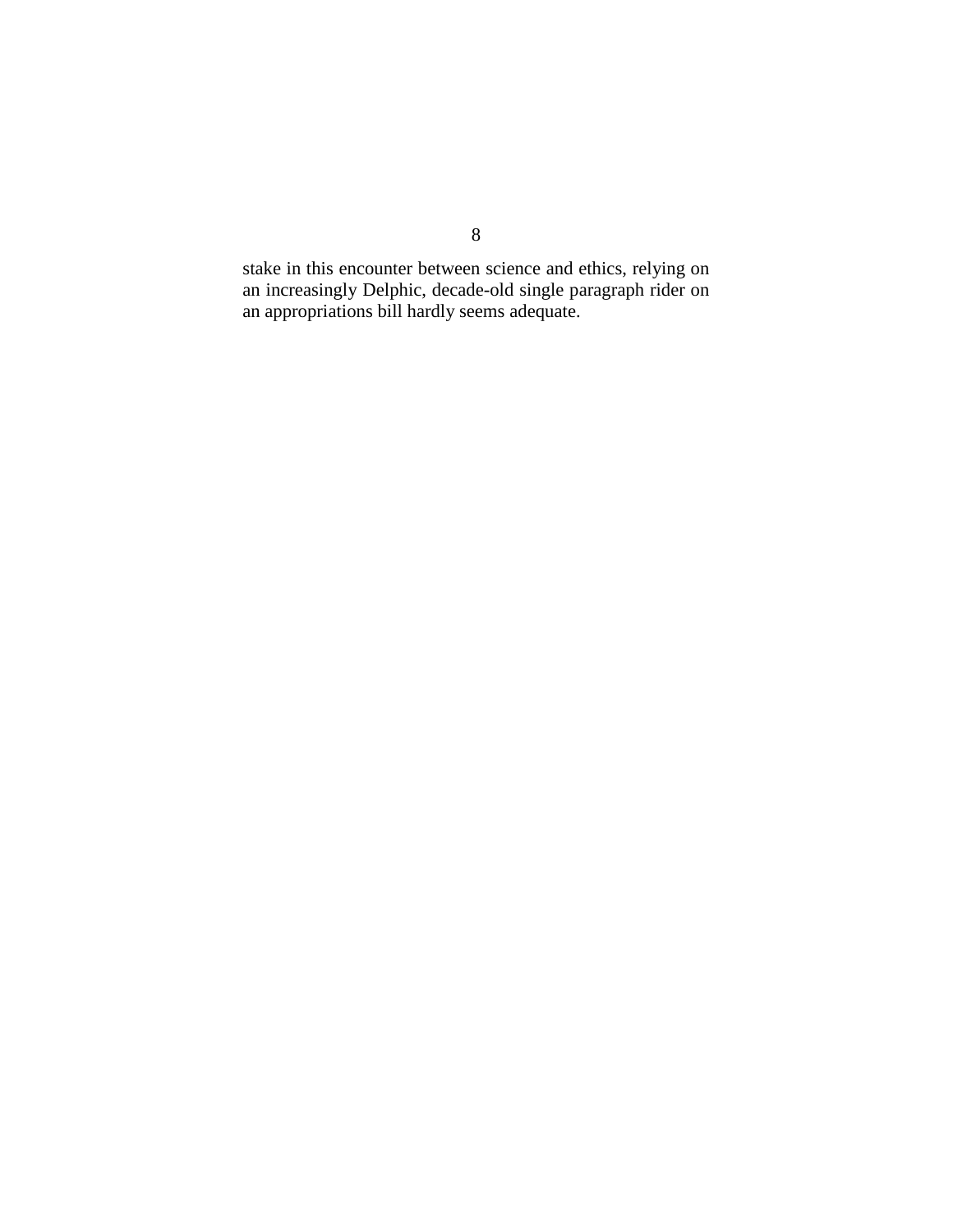stake in this encounter between science and ethics, relying on an increasingly Delphic, decade-old single paragraph rider on an appropriations bill hardly seems adequate.